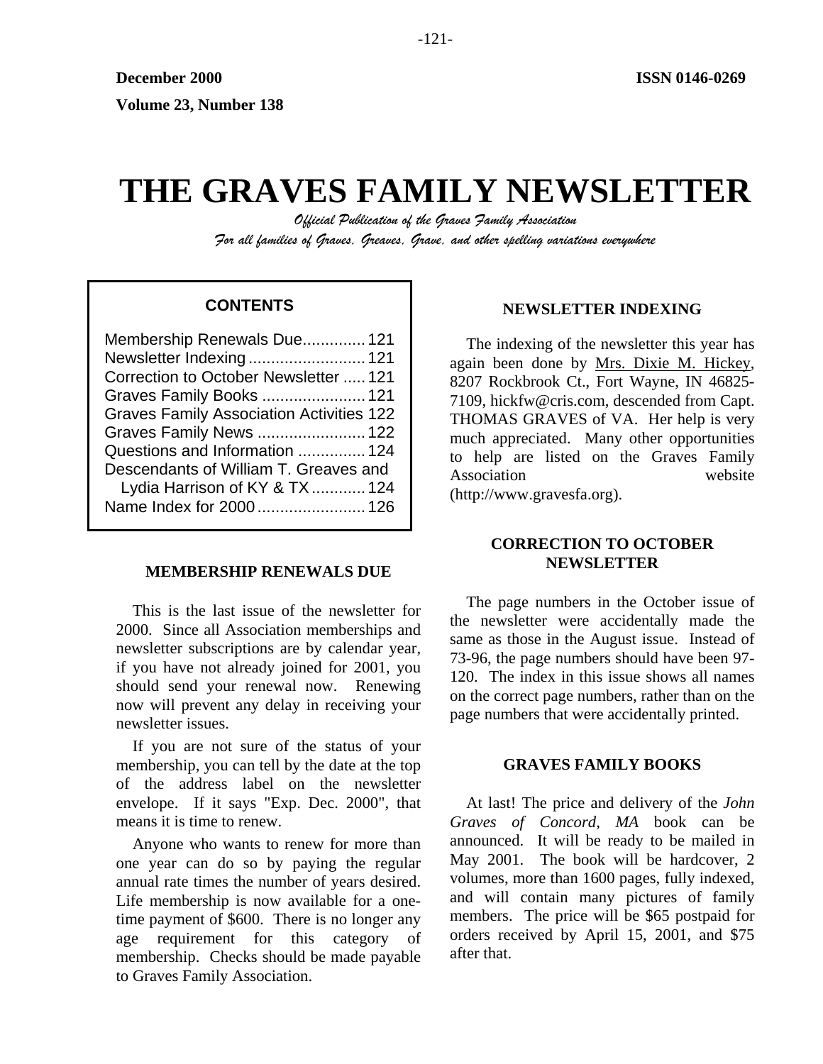December 2000

Volume 23, Number 138

ISSN 0146-0269

# THE GRAVES FAMILY NEWSLETTER

*Official Publication of the Graves Family Association*

*For all families of Graves, Greaves, Grave, and other spelling variations everywhere*

**CONTENTS**

| | |
|---|---|
| Membership Renewals Due | 121 |
| Newsletter Indexing | 121 |
| Correction to October Newsletter | 121 |
| Graves Family Books | 121 |
| Graves Family Association Activities | 122 |
| Graves Family News | 122 |
| Questions and Information | 124 |
| Descendants of William T. Greaves and Lydia Harrison of KY & TX | 124 |
| Name Index for 2000 | 126 |

## MEMBERSHIP RENEWALS DUE

This is the last issue of the newsletter for 2000. Since all Association memberships and newsletter subscriptions are by calendar year, if you have not already joined for 2001, you should send your renewal now. Renewing now will prevent any delay in receiving your newsletter issues.

If you are not sure of the status of your membership, you can tell by the date at the top of the address label on the newsletter envelope. If it says "Exp. Dec. 2000", that means it is time to renew.

Anyone who wants to renew for more than one year can do so by paying the regular annual rate times the number of years desired. Life membership is now available for a one-time payment of $600. There is no longer any age requirement for this category of membership. Checks should be made payable to Graves Family Association.

## NEWSLETTER INDEXING

The indexing of the newsletter this year has again been done by Mrs. Dixie M. Hickey, 8207 Rockbrook Ct., Fort Wayne, IN 46825-7109, hickfw@cris.com, descended from Capt. THOMAS GRAVES of VA. Her help is very much appreciated. Many other opportunities to help are listed on the Graves Family Association website (http://www.gravesfa.org).

## CORRECTION TO OCTOBER NEWSLETTER

The page numbers in the October issue of the newsletter were accidentally made the same as those in the August issue. Instead of 73-96, the page numbers should have been 97-120. The index in this issue shows all names on the correct page numbers, rather than on the page numbers that were accidentally printed.

## GRAVES FAMILY BOOKS

At last! The price and delivery of the *John Graves of Concord, MA* book can be announced. It will be ready to be mailed in May 2001. The book will be hardcover, 2 volumes, more than 1600 pages, fully indexed, and will contain many pictures of family members. The price will be $65 postpaid for orders received by April 15, 2001, and $75 after that.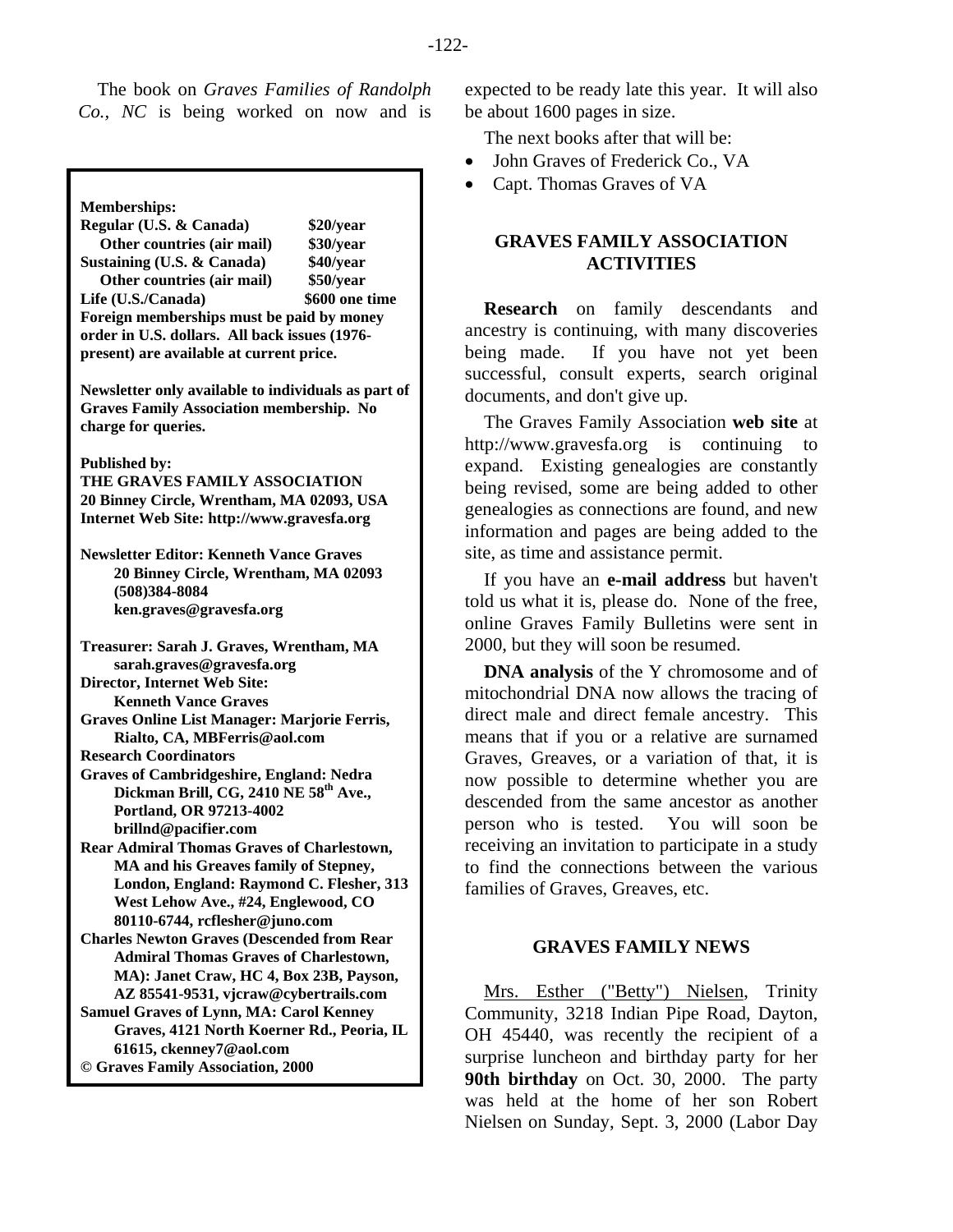The book on *Graves Families of Randolph Co., NC* is being worked on now and is expected to be ready late this year. It will also be about 1600 pages in size.

The next books after that will be:

- John Graves of Frederick Co., VA
- Capt. Thomas Graves of VA

**Memberships:**

| | |
|---|---|
| **Regular (U.S. & Canada)** | **$20/year** |
| **Other countries (air mail)** | **$30/year** |
| **Sustaining (U.S. & Canada)** | **$40/year** |
| **Other countries (air mail)** | **$50/year** |
| **Life (U.S./Canada)** | **$600 one time** |

**Foreign memberships must be paid by money order in U.S. dollars. All back issues (1976-present) are available at current price.**

**Newsletter only available to individuals as part of Graves Family Association membership. No charge for queries.**

**Published by:**
**THE GRAVES FAMILY ASSOCIATION**
**20 Binney Circle, Wrentham, MA 02093, USA**
**Internet Web Site: http://www.gravesfa.org**

**Newsletter Editor: Kenneth Vance Graves**
**20 Binney Circle, Wrentham, MA 02093**
**(508)384-8084**
**ken.graves@gravesfa.org**

**Treasurer: Sarah J. Graves, Wrentham, MA**
**sarah.graves@gravesfa.org**
**Director, Internet Web Site:**
**Kenneth Vance Graves**
**Graves Online List Manager: Marjorie Ferris, Rialto, CA, MBFerris@aol.com**
**Research Coordinators**
**Graves of Cambridgeshire, England: Nedra Dickman Brill, CG, 2410 NE 58th Ave., Portland, OR 97213-4002**
**brillnd@pacifier.com**
**Rear Admiral Thomas Graves of Charlestown, MA and his Greaves family of Stepney, London, England: Raymond C. Flesher, 313 West Lehow Ave., #24, Englewood, CO 80110-6744, rcflesher@juno.com**
**Charles Newton Graves (Descended from Rear Admiral Thomas Graves of Charlestown, MA): Janet Craw, HC 4, Box 23B, Payson, AZ 85541-9531, vjcraw@cybertrails.com**
**Samuel Graves of Lynn, MA: Carol Kenney Graves, 4121 North Koerner Rd., Peoria, IL 61615, ckenney7@aol.com**
**© Graves Family Association, 2000**

## GRAVES FAMILY ASSOCIATION ACTIVITIES

**Research** on family descendants and ancestry is continuing, with many discoveries being made. If you have not yet been successful, consult experts, search original documents, and don't give up.

The Graves Family Association **web site** at http://www.gravesfa.org is continuing to expand. Existing genealogies are constantly being revised, some are being added to other genealogies as connections are found, and new information and pages are being added to the site, as time and assistance permit.

If you have an **e-mail address** but haven't told us what it is, please do. None of the free, online Graves Family Bulletins were sent in 2000, but they will soon be resumed.

**DNA analysis** of the Y chromosome and of mitochondrial DNA now allows the tracing of direct male and direct female ancestry. This means that if you or a relative are surnamed Graves, Greaves, or a variation of that, it is now possible to determine whether you are descended from the same ancestor as another person who is tested. You will soon be receiving an invitation to participate in a study to find the connections between the various families of Graves, Greaves, etc.

## GRAVES FAMILY NEWS

Mrs. Esther ("Betty") Nielsen, Trinity Community, 3218 Indian Pipe Road, Dayton, OH 45440, was recently the recipient of a surprise luncheon and birthday party for her **90th birthday** on Oct. 30, 2000. The party was held at the home of her son Robert Nielsen on Sunday, Sept. 3, 2000 (Labor Day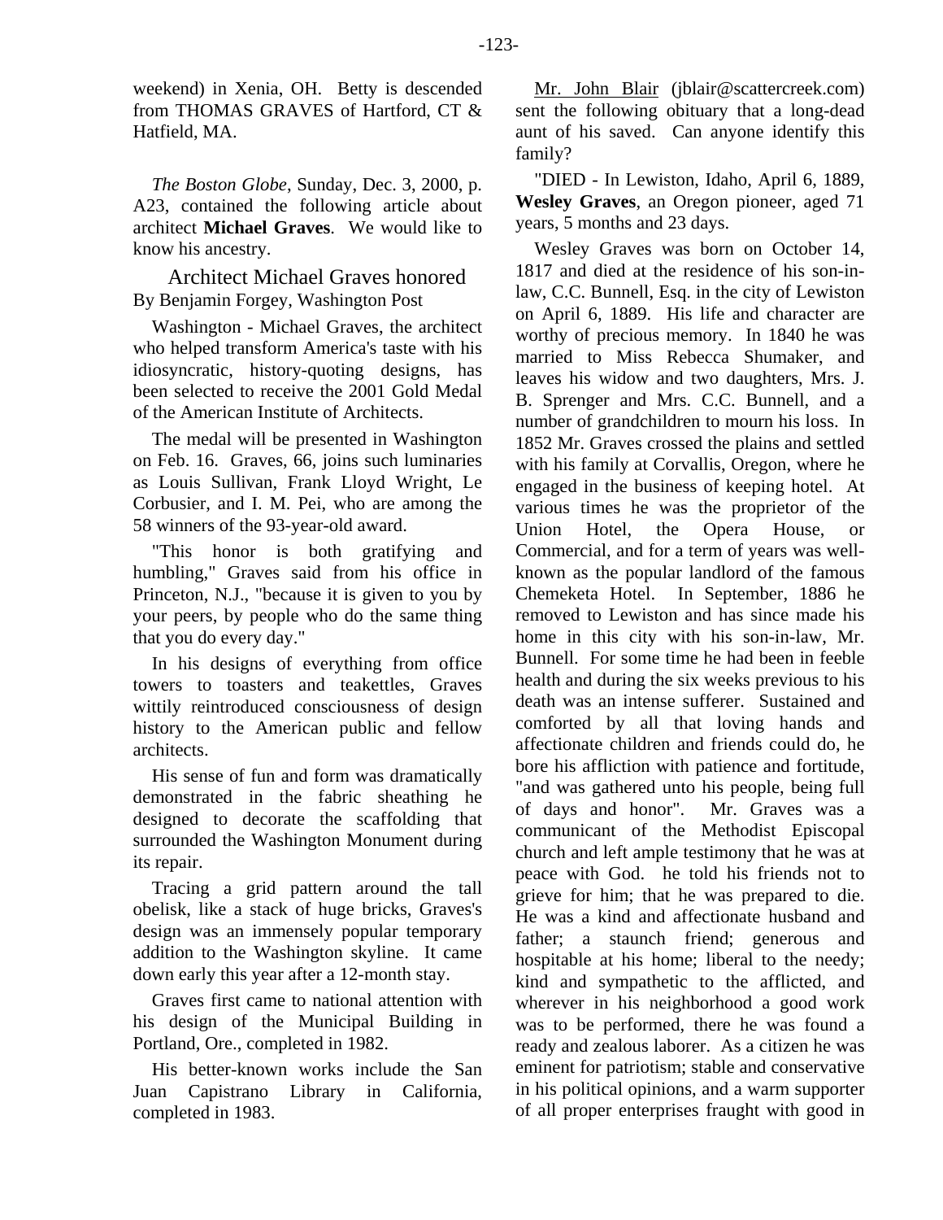weekend) in Xenia, OH. Betty is descended from THOMAS GRAVES of Hartford, CT & Hatfield, MA.

*The Boston Globe*, Sunday, Dec. 3, 2000, p. A23, contained the following article about architect **Michael Graves**. We would like to know his ancestry.

## Architect Michael Graves honored

By Benjamin Forgey, Washington Post

Washington - Michael Graves, the architect who helped transform America's taste with his idiosyncratic, history-quoting designs, has been selected to receive the 2001 Gold Medal of the American Institute of Architects.

The medal will be presented in Washington on Feb. 16. Graves, 66, joins such luminaries as Louis Sullivan, Frank Lloyd Wright, Le Corbusier, and I. M. Pei, who are among the 58 winners of the 93-year-old award.

"This honor is both gratifying and humbling," Graves said from his office in Princeton, N.J., "because it is given to you by your peers, by people who do the same thing that you do every day."

In his designs of everything from office towers to toasters and teakettles, Graves wittily reintroduced consciousness of design history to the American public and fellow architects.

His sense of fun and form was dramatically demonstrated in the fabric sheathing he designed to decorate the scaffolding that surrounded the Washington Monument during its repair.

Tracing a grid pattern around the tall obelisk, like a stack of huge bricks, Graves's design was an immensely popular temporary addition to the Washington skyline. It came down early this year after a 12-month stay.

Graves first came to national attention with his design of the Municipal Building in Portland, Ore., completed in 1982.

His better-known works include the San Juan Capistrano Library in California, completed in 1983.

Mr. John Blair (jblair@scattercreek.com) sent the following obituary that a long-dead aunt of his saved. Can anyone identify this family?

"DIED - In Lewiston, Idaho, April 6, 1889, **Wesley Graves**, an Oregon pioneer, aged 71 years, 5 months and 23 days.

Wesley Graves was born on October 14, 1817 and died at the residence of his son-in-law, C.C. Bunnell, Esq. in the city of Lewiston on April 6, 1889. His life and character are worthy of precious memory. In 1840 he was married to Miss Rebecca Shumaker, and leaves his widow and two daughters, Mrs. J. B. Sprenger and Mrs. C.C. Bunnell, and a number of grandchildren to mourn his loss. In 1852 Mr. Graves crossed the plains and settled with his family at Corvallis, Oregon, where he engaged in the business of keeping hotel. At various times he was the proprietor of the Union Hotel, the Opera House, or Commercial, and for a term of years was well-known as the popular landlord of the famous Chemeketa Hotel. In September, 1886 he removed to Lewiston and has since made his home in this city with his son-in-law, Mr. Bunnell. For some time he had been in feeble health and during the six weeks previous to his death was an intense sufferer. Sustained and comforted by all that loving hands and affectionate children and friends could do, he bore his affliction with patience and fortitude, "and was gathered unto his people, being full of days and honor". Mr. Graves was a communicant of the Methodist Episcopal church and left ample testimony that he was at peace with God. he told his friends not to grieve for him; that he was prepared to die. He was a kind and affectionate husband and father; a staunch friend; generous and hospitable at his home; liberal to the needy; kind and sympathetic to the afflicted, and wherever in his neighborhood a good work was to be performed, there he was found a ready and zealous laborer. As a citizen he was eminent for patriotism; stable and conservative in his political opinions, and a warm supporter of all proper enterprises fraught with good in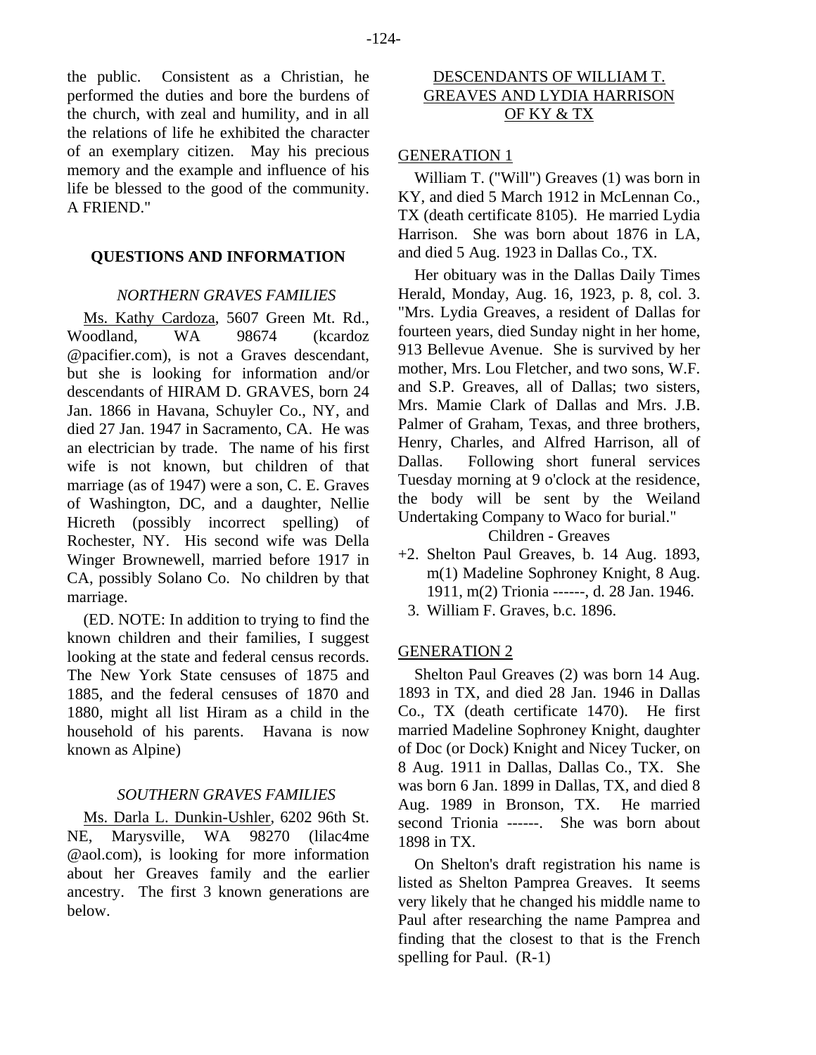the public. Consistent as a Christian, he performed the duties and bore the burdens of the church, with zeal and humility, and in all the relations of life he exhibited the character of an exemplary citizen. May his precious memory and the example and influence of his life be blessed to the good of the community. A FRIEND."

## QUESTIONS AND INFORMATION

### *NORTHERN GRAVES FAMILIES*

Ms. Kathy Cardoza, 5607 Green Mt. Rd., Woodland, WA 98674 (kcardoz @pacifier.com), is not a Graves descendant, but she is looking for information and/or descendants of HIRAM D. GRAVES, born 24 Jan. 1866 in Havana, Schuyler Co., NY, and died 27 Jan. 1947 in Sacramento, CA. He was an electrician by trade. The name of his first wife is not known, but children of that marriage (as of 1947) were a son, C. E. Graves of Washington, DC, and a daughter, Nellie Hicreth (possibly incorrect spelling) of Rochester, NY. His second wife was Della Winger Brownewell, married before 1917 in CA, possibly Solano Co. No children by that marriage.

(ED. NOTE: In addition to trying to find the known children and their families, I suggest looking at the state and federal census records. The New York State censuses of 1875 and 1885, and the federal censuses of 1870 and 1880, might all list Hiram as a child in the household of his parents. Havana is now known as Alpine)

### *SOUTHERN GRAVES FAMILIES*

Ms. Darla L. Dunkin-Ushler, 6202 96th St. NE, Marysville, WA 98270 (lilac4me @aol.com), is looking for more information about her Greaves family and the earlier ancestry. The first 3 known generations are below.

### DESCENDANTS OF WILLIAM T. GREAVES AND LYDIA HARRISON OF KY & TX

#### GENERATION 1

William T. ("Will") Greaves (1) was born in KY, and died 5 March 1912 in McLennan Co., TX (death certificate 8105). He married Lydia Harrison. She was born about 1876 in LA, and died 5 Aug. 1923 in Dallas Co., TX.

Her obituary was in the Dallas Daily Times Herald, Monday, Aug. 16, 1923, p. 8, col. 3. "Mrs. Lydia Greaves, a resident of Dallas for fourteen years, died Sunday night in her home, 913 Bellevue Avenue. She is survived by her mother, Mrs. Lou Fletcher, and two sons, W.F. and S.P. Greaves, all of Dallas; two sisters, Mrs. Mamie Clark of Dallas and Mrs. J.B. Palmer of Graham, Texas, and three brothers, Henry, Charles, and Alfred Harrison, all of Dallas. Following short funeral services Tuesday morning at 9 o'clock at the residence, the body will be sent by the Weiland Undertaking Company to Waco for burial."

Children - Greaves

+2. Shelton Paul Greaves, b. 14 Aug. 1893, m(1) Madeline Sophroney Knight, 8 Aug. 1911, m(2) Trionia ------, d. 28 Jan. 1946.

3. William F. Graves, b.c. 1896.

#### GENERATION 2

Shelton Paul Greaves (2) was born 14 Aug. 1893 in TX, and died 28 Jan. 1946 in Dallas Co., TX (death certificate 1470). He first married Madeline Sophroney Knight, daughter of Doc (or Dock) Knight and Nicey Tucker, on 8 Aug. 1911 in Dallas, Dallas Co., TX. She was born 6 Jan. 1899 in Dallas, TX, and died 8 Aug. 1989 in Bronson, TX. He married second Trionia ------. She was born about 1898 in TX.

On Shelton's draft registration his name is listed as Shelton Pamprea Greaves. It seems very likely that he changed his middle name to Paul after researching the name Pamprea and finding that the closest to that is the French spelling for Paul. (R-1)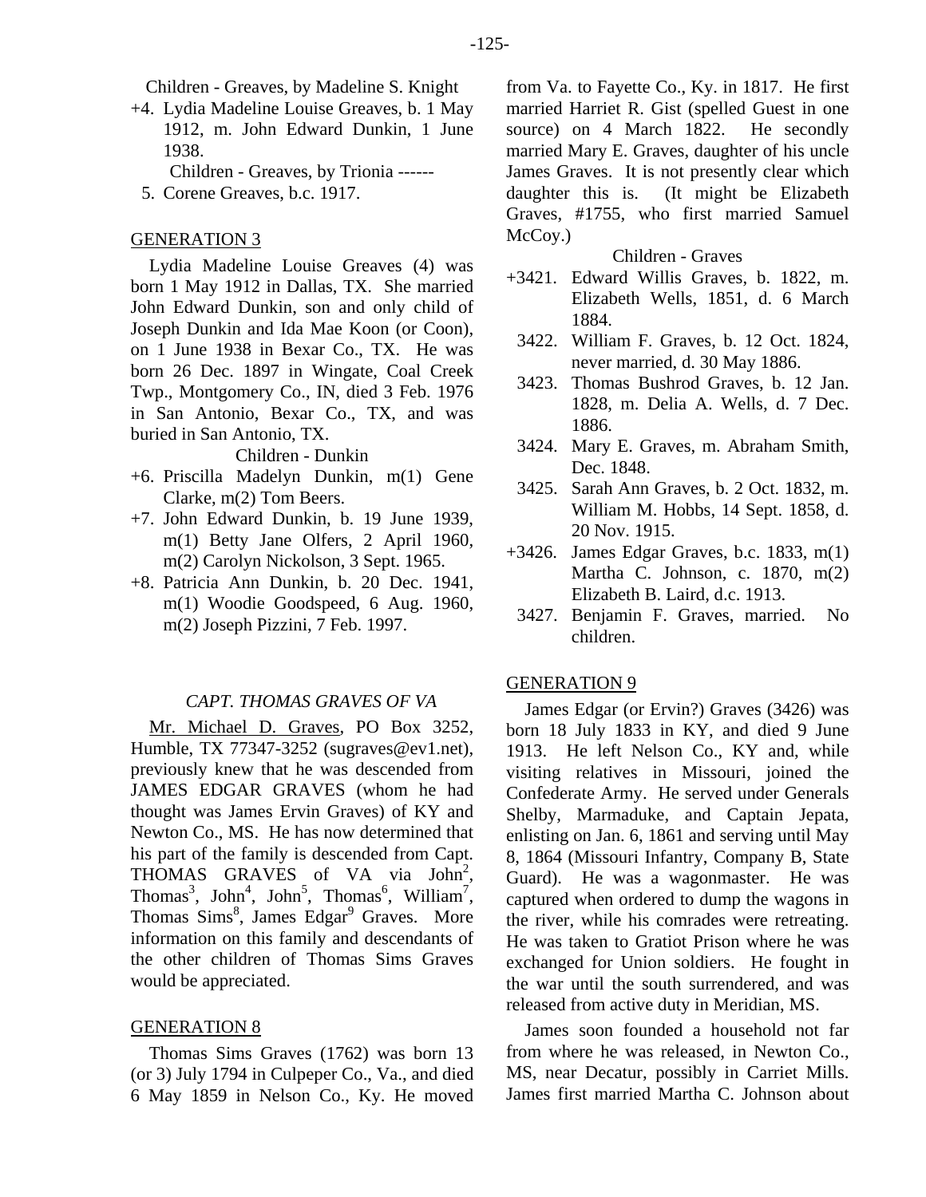Children - Greaves, by Madeline S. Knight

+4. Lydia Madeline Louise Greaves, b. 1 May 1912, m. John Edward Dunkin, 1 June 1938.

Children - Greaves, by Trionia ------

5. Corene Greaves, b.c. 1917.

GENERATION 3

Lydia Madeline Louise Greaves (4) was born 1 May 1912 in Dallas, TX. She married John Edward Dunkin, son and only child of Joseph Dunkin and Ida Mae Koon (or Coon), on 1 June 1938 in Bexar Co., TX. He was born 26 Dec. 1897 in Wingate, Coal Creek Twp., Montgomery Co., IN, died 3 Feb. 1976 in San Antonio, Bexar Co., TX, and was buried in San Antonio, TX.

Children - Dunkin

+6. Priscilla Madelyn Dunkin, m(1) Gene Clarke, m(2) Tom Beers.

+7. John Edward Dunkin, b. 19 June 1939, m(1) Betty Jane Olfers, 2 April 1960, m(2) Carolyn Nickolson, 3 Sept. 1965.

+8. Patricia Ann Dunkin, b. 20 Dec. 1941, m(1) Woodie Goodspeed, 6 Aug. 1960, m(2) Joseph Pizzini, 7 Feb. 1997.

*CAPT. THOMAS GRAVES OF VA*

Mr. Michael D. Graves, PO Box 3252, Humble, TX 77347-3252 (sugraves@ev1.net), previously knew that he was descended from JAMES EDGAR GRAVES (whom he had thought was James Ervin Graves) of KY and Newton Co., MS. He has now determined that his part of the family is descended from Capt. THOMAS GRAVES of VA via John[2], Thomas[3], John[4], John[5], Thomas[6], William[7], Thomas Sims[8], James Edgar[9] Graves. More information on this family and descendants of the other children of Thomas Sims Graves would be appreciated.

GENERATION 8

Thomas Sims Graves (1762) was born 13 (or 3) July 1794 in Culpeper Co., Va., and died 6 May 1859 in Nelson Co., Ky. He moved from Va. to Fayette Co., Ky. in 1817. He first married Harriet R. Gist (spelled Guest in one source) on 4 March 1822. He secondly married Mary E. Graves, daughter of his uncle James Graves. It is not presently clear which daughter this is. (It might be Elizabeth Graves, #1755, who first married Samuel McCoy.)

Children - Graves

+3421. Edward Willis Graves, b. 1822, m. Elizabeth Wells, 1851, d. 6 March 1884.

3422. William F. Graves, b. 12 Oct. 1824, never married, d. 30 May 1886.

3423. Thomas Bushrod Graves, b. 12 Jan. 1828, m. Delia A. Wells, d. 7 Dec. 1886.

3424. Mary E. Graves, m. Abraham Smith, Dec. 1848.

3425. Sarah Ann Graves, b. 2 Oct. 1832, m. William M. Hobbs, 14 Sept. 1858, d. 20 Nov. 1915.

+3426. James Edgar Graves, b.c. 1833, m(1) Martha C. Johnson, c. 1870, m(2) Elizabeth B. Laird, d.c. 1913.

3427. Benjamin F. Graves, married. No children.

GENERATION 9

James Edgar (or Ervin?) Graves (3426) was born 18 July 1833 in KY, and died 9 June 1913. He left Nelson Co., KY and, while visiting relatives in Missouri, joined the Confederate Army. He served under Generals Shelby, Marmaduke, and Captain Jepata, enlisting on Jan. 6, 1861 and serving until May 8, 1864 (Missouri Infantry, Company B, State Guard). He was a wagonmaster. He was captured when ordered to dump the wagons in the river, while his comrades were retreating. He was taken to Gratiot Prison where he was exchanged for Union soldiers. He fought in the war until the south surrendered, and was released from active duty in Meridian, MS.

James soon founded a household not far from where he was released, in Newton Co., MS, near Decatur, possibly in Carriet Mills. James first married Martha C. Johnson about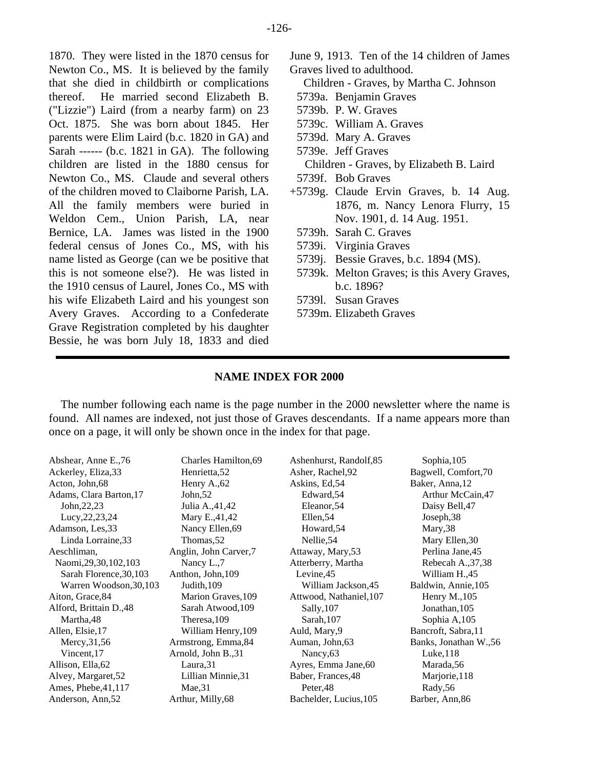1870. They were listed in the 1870 census for Newton Co., MS. It is believed by the family that she died in childbirth or complications thereof. He married second Elizabeth B. ("Lizzie") Laird (from a nearby farm) on 23 Oct. 1875. She was born about 1845. Her parents were Elim Laird (b.c. 1820 in GA) and Sarah ------ (b.c. 1821 in GA). The following children are listed in the 1880 census for Newton Co., MS. Claude and several others of the children moved to Claiborne Parish, LA. All the family members were buried in Weldon Cem., Union Parish, LA, near Bernice, LA. James was listed in the 1900 federal census of Jones Co., MS, with his name listed as George (can we be positive that this is not someone else?). He was listed in the 1910 census of Laurel, Jones Co., MS with his wife Elizabeth Laird and his youngest son Avery Graves. According to a Confederate Grave Registration completed by his daughter Bessie, he was born July 18, 1833 and died June 9, 1913. Ten of the 14 children of James Graves lived to adulthood.

Children - Graves, by Martha C. Johnson

- 5739a. Benjamin Graves
- 5739b. P. W. Graves
- 5739c. William A. Graves
- 5739d. Mary A. Graves
- 5739e. Jeff Graves

Children - Graves, by Elizabeth B. Laird

- 5739f. Bob Graves
- +5739g. Claude Ervin Graves, b. 14 Aug. 1876, m. Nancy Lenora Flurry, 15 Nov. 1901, d. 14 Aug. 1951.
- 5739h. Sarah C. Graves
- 5739i. Virginia Graves
- 5739j. Bessie Graves, b.c. 1894 (MS).
- 5739k. Melton Graves; is this Avery Graves, b.c. 1896?
- 5739l. Susan Graves
- 5739m. Elizabeth Graves

---

## NAME INDEX FOR 2000

The number following each name is the page number in the 2000 newsletter where the name is found. All names are indexed, not just those of Graves descendants. If a name appears more than once on a page, it will only be shown once in the index for that page.

Abshear, Anne E.,76
Ackerley, Eliza,33
Acton, John,68
Adams, Clara Barton,17
  John,22,23
  Lucy,22,23,24
Adamson, Les,33
  Linda Lorraine,33
Aeschliman,
  Mary,29,30,102,103
  Sarah Florence,30,103
  Warren Woodson,30,103
Aiton, Grace,84
Alford, Brittain D.,48
  Martha,48
Allen, Elsie,17
  Mercy,31,56
  Vincent,17
Allison, Ella,62
Alvey, Margaret,52
Ames, Phebe,41,117
Anderson, Ann,52
  Charles Hamilton,69
  Henrietta,52
  Henry A.,62
  John,52
  Julia A.,41,42
  Mary E.,41,42
  Nancy Ellen,69
  Thomas,52
Anglin, John Carver,7
  Nancy L.,7
Anthon, John,109
  Judith,109
  Marion Graves,109
  Sarah Atwood,109
  Theresa,109
  William Henry,109
Armstrong, Emma,84
Arnold, John B.,31
  Laura,31
  Lillian Minnie,31
  Mae,31
Arthur, Milly,68
Ashenhurst, Randolf,85
Asher, Rachel,92
Askins, Ed,54
  Edward,54
  Eleanor,54
  Ellen,54
  Howard,54
  Nellie,54
Attaway, Mary,53
Atterberry, Martha
  Levine,45
  William Jackson,45
Attwood, Nathaniel,107
  Sally,107
  Sarah,107
Auld, Mary,9
Auman, John,63
  Nancy,63
Ayres, Emma Jane,60
Baber, Frances,48
  Peter,48
Bachelder, Lucius,105
  Sophia,105
Bagwell, Comfort,70
Baker, Anna,12
  Arthur McCain,47
  Daisy Bell,47
  Joseph,38
  Mary,38
  Mary Ellen,30
  Perlina Jane,45
  Rebecah A.,37,38
  William H.,45
Baldwin, Annie,105
  Henry M.,105
  Jonathan,105
  Sophia A,105
Bancroft, Sabra,11
Banks, Jonathan W.,56
  Luke,118
  Marada,56
  Marjorie,118
  Rady,56
Barber, Ann,86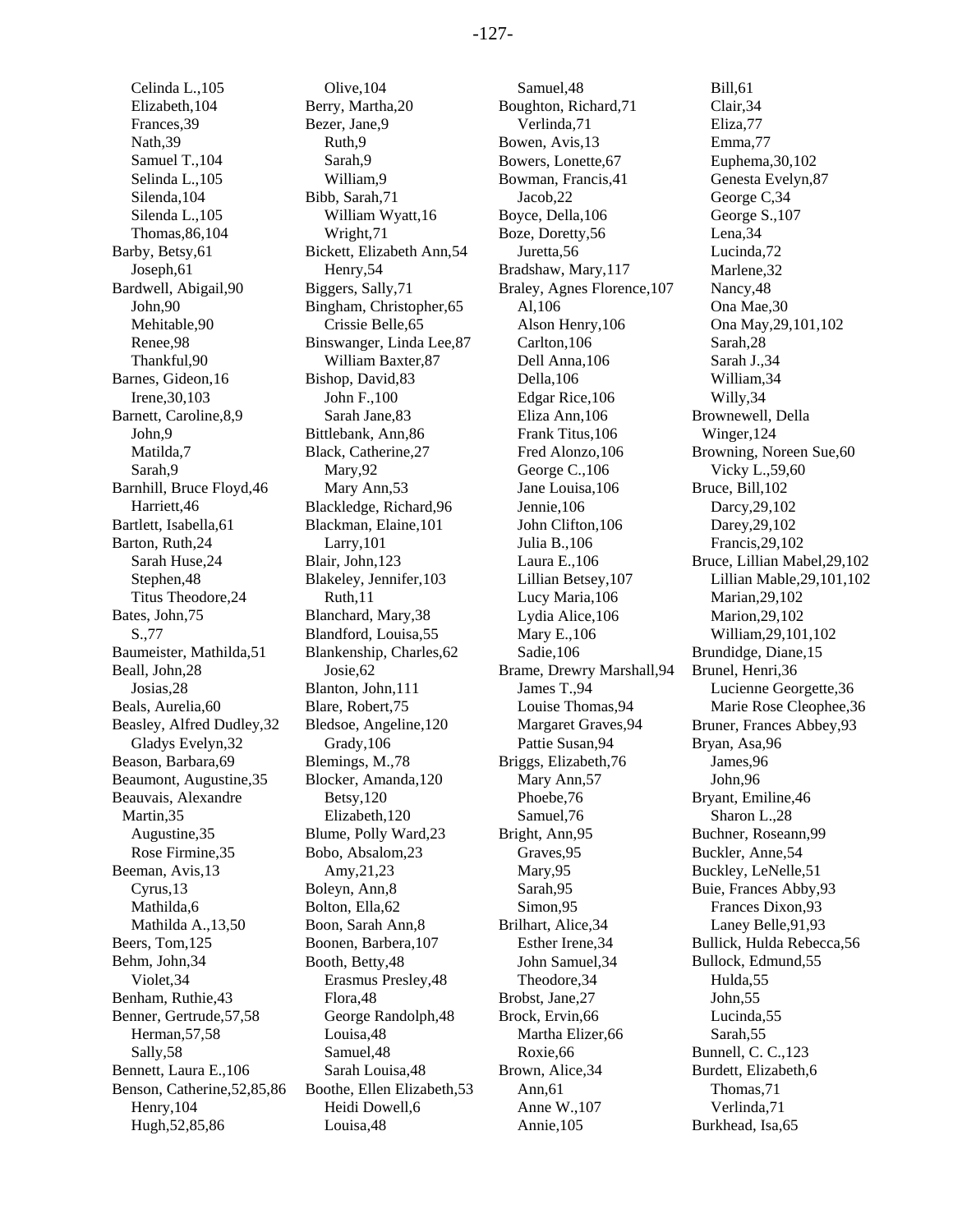Celinda L.,105
Elizabeth,104
Frances,39
Nath,39
Samuel T.,104
Selinda L.,105
Silenda,104
Silenda L.,105
Thomas,86,104
Barby, Betsy,61
Joseph,61
Bardwell, Abigail,90
John,90
Mehitable,90
Renee,98
Thankful,90
Barnes, Gideon,16
Irene,30,103
Barnett, Caroline,8,9
John,9
Matilda,7
Sarah,9
Barnhill, Bruce Floyd,46
Harriett,46
Bartlett, Isabella,61
Barton, Ruth,24
Sarah Huse,24
Stephen,48
Titus Theodore,24
Bates, John,75
S.,77
Baumeister, Mathilda,51
Beall, John,28
Josias,28
Beals, Aurelia,60
Beasley, Alfred Dudley,32
Gladys Evelyn,32
Beason, Barbara,69
Beaumont, Augustine,35
Beauvais, Alexandre Martin,35
Augustine,35
Rose Firmine,35
Beeman, Avis,13
Cyrus,13
Mathilda,6
Mathilda A.,13,50
Beers, Tom,125
Behm, John,34
Violet,34
Benham, Ruthie,43
Benner, Gertrude,57,58
Herman,57,58
Sally,58
Bennett, Laura E.,106
Benson, Catherine,52,85,86
Henry,104
Hugh,52,85,86
Olive,104
Berry, Martha,20
Bezer, Jane,9
Ruth,9
Sarah,9
William,9
Bibb, Sarah,71
William Wyatt,16
Wright,71
Bickett, Elizabeth Ann,54
Henry,54
Biggers, Sally,71
Bingham, Christopher,65
Crissie Belle,65
Binswanger, Linda Lee,87
William Baxter,87
Bishop, David,83
John F.,100
Sarah Jane,83
Bittlebank, Ann,86
Black, Catherine,27
Mary,92
Mary Ann,53
Blackledge, Richard,96
Blackman, Elaine,101
Larry,101
Blair, John,123
Blakeley, Jennifer,103
Ruth,11
Blanchard, Mary,38
Blandford, Louisa,55
Blankenship, Charles,62
Josie,62
Blanton, John,111
Blare, Robert,75
Bledsoe, Angeline,120
Grady,106
Blemings, M.,78
Blocker, Amanda,120
Betsy,120
Elizabeth,120
Blume, Polly Ward,23
Bobo, Absalom,23
Amy,21,23
Boleyn, Ann,8
Bolton, Ella,62
Boon, Sarah Ann,8
Boonen, Barbera,107
Booth, Betty,48
Erasmus Presley,48
Flora,48
George Randolph,48
Louisa,48
Samuel,48
Sarah Louisa,48
Boothe, Ellen Elizabeth,53
Heidi Dowell,6
Louisa,48
Samuel,48
Boughton, Richard,71
Verlinda,71
Bowen, Avis,13
Bowers, Lonette,67
Bowman, Francis,41
Jacob,22
Boyce, Della,106
Boze, Doretty,56
Juretta,56
Bradshaw, Mary,117
Braley, Agnes Florence,107
Al,106
Alson Henry,106
Carlton,106
Dell Anna,106
Della,106
Edgar Rice,106
Eliza Ann,106
Frank Titus,106
Fred Alonzo,106
George C.,106
Jane Louisa,106
Jennie,106
John Clifton,106
Julia B.,106
Laura E.,106
Lillian Betsey,107
Lucy Maria,106
Lydia Alice,106
Mary E.,106
Sadie,106
Brame, Drewry Marshall,94
James T.,94
Louise Thomas,94
Margaret Graves,94
Pattie Susan,94
Briggs, Elizabeth,76
Mary Ann,57
Phoebe,76
Samuel,76
Bright, Ann,95
Graves,95
Mary,95
Sarah,95
Simon,95
Brilhart, Alice,34
Esther Irene,34
John Samuel,34
Theodore,34
Brobst, Jane,27
Brock, Ervin,66
Martha Elizer,66
Roxie,66
Brown, Alice,34
Ann,61
Anne W.,107
Annie,105
Bill,61
Clair,34
Eliza,77
Emma,77
Euphema,30,102
Genesta Evelyn,87
George C,34
George S.,107
Lena,34
Lucinda,72
Marlene,32
Nancy,48
Ona Mae,30
Ona May,29,101,102
Sarah,28
Sarah J.,34
William,34
Willy,34
Brownewell, Della Winger,124
Browning, Noreen Sue,60
Vicky L.,59,60
Bruce, Bill,102
Darcy,29,102
Darey,29,102
Francis,29,102
Bruce, Lillian Mabel,29,102
Lillian Mable,29,101,102
Marian,29,102
Marion,29,102
William,29,101,102
Brundidge, Diane,15
Brunel, Henri,36
Lucienne Georgette,36
Marie Rose Cleophee,36
Bruner, Frances Abbey,93
Bryan, Asa,96
James,96
John,96
Bryant, Emiline,46
Sharon L.,28
Buchner, Roseann,99
Buckler, Anne,54
Buckley, LeNelle,51
Buie, Frances Abby,93
Frances Dixon,93
Laney Belle,91,93
Bullick, Hulda Rebecca,56
Bullock, Edmund,55
Hulda,55
John,55
Lucinda,55
Sarah,55
Bunnell, C. C.,123
Burdett, Elizabeth,6
Thomas,71
Verlinda,71
Burkhead, Isa,65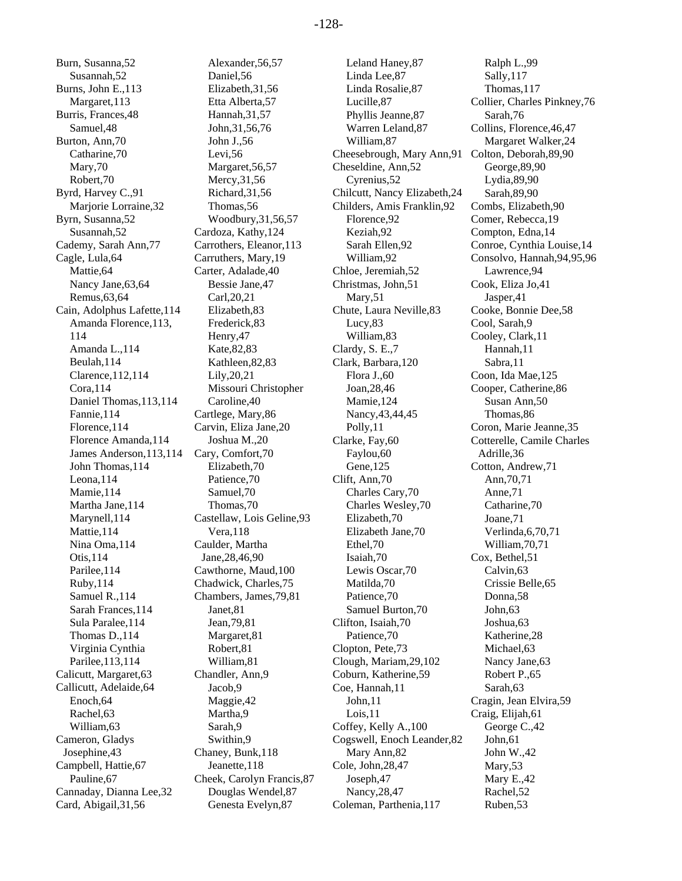Burn, Susanna,52
  Susannah,52
Burns, John E.,113
  Margaret,113
Burris, Frances,48
  Samuel,48
Burton, Ann,70
  Catharine,70
  Mary,70
  Robert,70
Byrd, Harvey C.,91
  Marjorie Lorraine,32
Byrn, Susanna,52
  Susannah,52
Cademy, Sarah Ann,77
Cagle, Lula,64
  Mattie,64
  Nancy Jane,63,64
  Remus,63,64
Cain, Adolphus Lafette,114
  Amanda Florence,113,
  114
  Amanda L.,114
  Beulah,114
  Clarence,112,114
  Cora,114
  Daniel Thomas,113,114
  Fannie,114
  Florence,114
  Florence Amanda,114
  James Anderson,113,114
  John Thomas,114
  Leona,114
  Mamie,114
  Martha Jane,114
  Marynell,114
  Mattie,114
  Nina Oma,114
  Otis,114
  Parilee,114
  Ruby,114
  Samuel R.,114
  Sarah Frances,114
  Sula Paralee,114
  Thomas D.,114
  Virginia Cynthia
  Parilee,113,114
Calicutt, Margaret,63
Callicutt, Adelaide,64
  Enoch,64
  Rachel,63
  William,63
Cameron, Gladys
  Josephine,43
Campbell, Hattie,67
  Pauline,67
Cannaday, Dianna Lee,32
Card, Abigail,31,56
  Alexander,56,57
  Daniel,56
  Elizabeth,31,56
  Etta Alberta,57
  Hannah,31,57
  John,31,56,76
  John J.,56
  Levi,56
  Margaret,56,57
  Mercy,31,56
  Richard,31,56
  Thomas,56
  Woodbury,31,56,57
Cardoza, Kathy,124
Carrothers, Eleanor,113
Carruthers, Mary,19
Carter, Adalade,40
  Bessie Jane,47
  Carl,20,21
  Elizabeth,83
  Frederick,83
  Henry,47
  Kate,82,83
  Kathleen,82,83
  Lily,20,21
  Missouri Christopher
  Caroline,40
Cartlege, Mary,86
Carvin, Eliza Jane,20
  Joshua M.,20
Cary, Comfort,70
  Elizabeth,70
  Patience,70
  Samuel,70
  Thomas,70
Castellaw, Lois Geline,93
  Vera,118
Caulder, Martha
  Jane,28,46,90
Cawthorne, Maud,100
Chadwick, Charles,75
Chambers, James,79,81
  Janet,81
  Jean,79,81
  Margaret,81
  Robert,81
  William,81
Chandler, Ann,9
  Jacob,9
  Maggie,42
  Martha,9
  Sarah,9
  Swithin,9
Chaney, Bunk,118
  Jeanette,118
Cheek, Carolyn Francis,87
  Douglas Wendel,87
  Genesta Evelyn,87
  Leland Haney,87
  Linda Lee,87
  Linda Rosalie,87
  Lucille,87
  Phyllis Jeanne,87
  Warren Leland,87
  William,87
Cheesebrough, Mary Ann,91
Cheseldine, Ann,52
  Cyrenius,52
Chilcutt, Nancy Elizabeth,24
Childers, Amis Franklin,92
  Florence,92
  Keziah,92
  Sarah Ellen,92
  William,92
Chloe, Jeremiah,52
Christmas, John,51
  Mary,51
Chute, Laura Neville,83
  Lucy,83
  William,83
Clardy, S. E.,7
Clark, Barbara,120
  Flora J.,60
  Joan,28,46
  Mamie,124
  Nancy,43,44,45
  Polly,11
Clarke, Fay,60
  Faylou,60
  Gene,125
Clift, Ann,70
  Charles Cary,70
  Charles Wesley,70
  Elizabeth,70
  Elizabeth Jane,70
  Ethel,70
  Isaiah,70
  Lewis Oscar,70
  Matilda,70
  Patience,70
  Samuel Burton,70
Clifton, Isaiah,70
  Patience,70
Clopton, Pete,73
Clough, Mariam,29,102
Coburn, Katherine,59
Coe, Hannah,11
  John,11
  Lois,11
Coffey, Kelly A.,100
Cogswell, Enoch Leander,82
  Mary Ann,82
Cole, John,28,47
  Joseph,47
  Nancy,28,47
Coleman, Parthenia,117
  Ralph L.,99
  Sally,117
  Thomas,117
Collier, Charles Pinkney,76
  Sarah,76
Collins, Florence,46,47
  Margaret Walker,24
Colton, Deborah,89,90
  George,89,90
  Lydia,89,90
  Sarah,89,90
Combs, Elizabeth,90
Comer, Rebecca,19
Compton, Edna,14
Conroe, Cynthia Louise,14
Consolvo, Hannah,94,95,96
  Lawrence,94
Cook, Eliza Jo,41
  Jasper,41
Cooke, Bonnie Dee,58
Cool, Sarah,9
Cooley, Clark,11
  Hannah,11
  Sabra,11
Coon, Ida Mae,125
Cooper, Catherine,86
  Susan Ann,50
  Thomas,86
Coron, Marie Jeanne,35
Cotterelle, Camile Charles
  Adrille,36
Cotton, Andrew,71
  Ann,70,71
  Anne,71
  Catharine,70
  Joane,71
  Verlinda,6,70,71
  William,70,71
Cox, Bethel,51
  Calvin,63
  Crissie Belle,65
  Donna,58
  John,63
  Joshua,63
  Katherine,28
  Michael,63
  Nancy Jane,63
  Robert P.,65
  Sarah,63
Cragin, Jean Elvira,59
Craig, Elijah,61
  George C.,42
  John,61
  John W.,42
  Mary,53
  Mary E.,42
  Rachel,52
  Ruben,53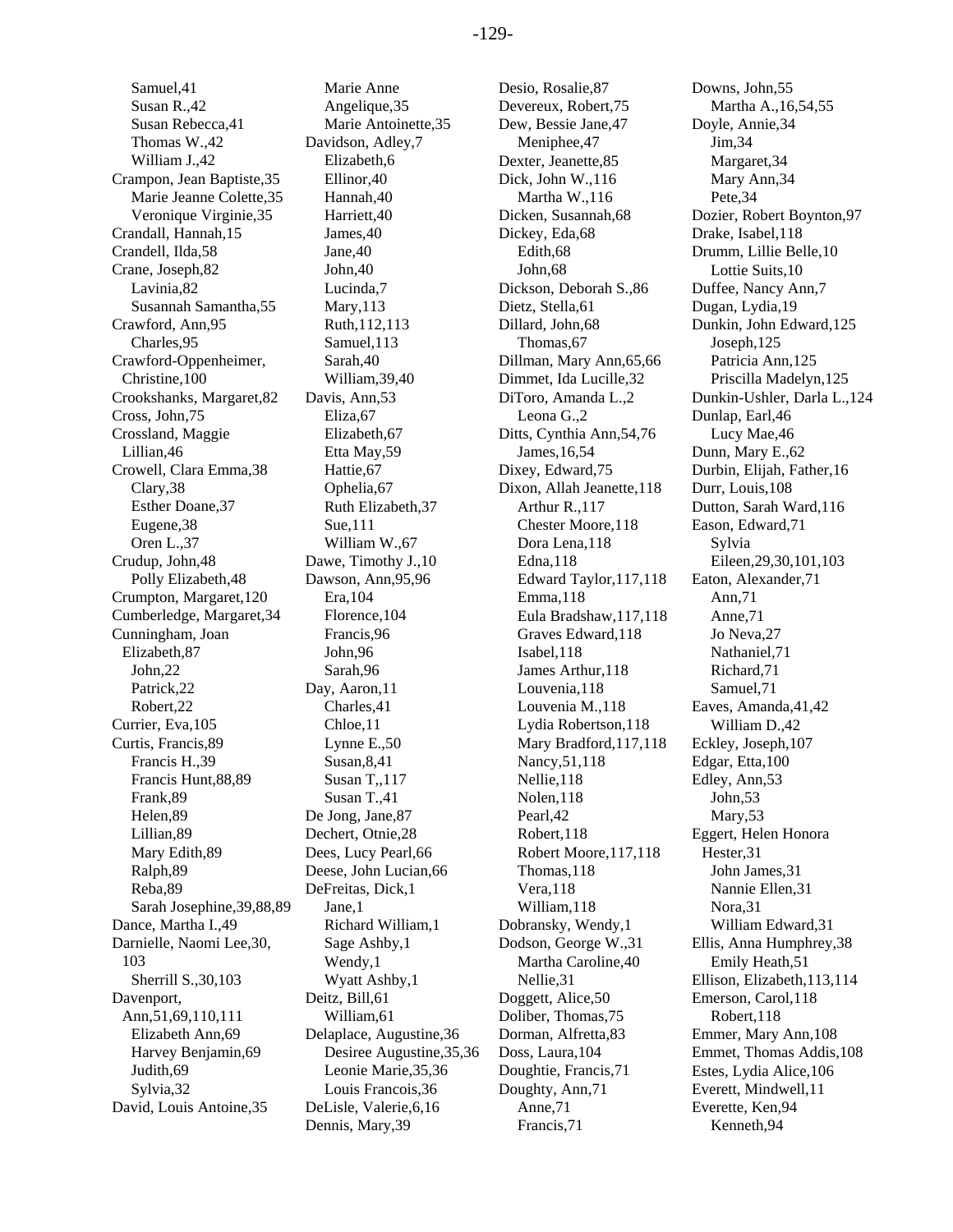Samuel,41
Susan R.,42
Susan Rebecca,41
Thomas W.,42
William J.,42
Crampon, Jean Baptiste,35
Marie Jeanne Colette,35
Veronique Virginie,35
Crandall, Hannah,15
Crandell, Ilda,58
Crane, Joseph,82
Lavinia,82
Susannah Samantha,55
Crawford, Ann,95
Charles,95
Crawford-Oppenheimer, Christine,100
Crookshanks, Margaret,82
Cross, John,75
Crossland, Maggie Lillian,46
Crowell, Clara Emma,38
Clary,38
Esther Doane,37
Eugene,38
Oren L.,37
Crudup, John,48
Polly Elizabeth,48
Crumpton, Margaret,120
Cumberledge, Margaret,34
Cunningham, Joan Elizabeth,87
John,22
Patrick,22
Robert,22
Currier, Eva,105
Curtis, Francis,89
Francis H.,39
Francis Hunt,88,89
Frank,89
Helen,89
Lillian,89
Mary Edith,89
Ralph,89
Reba,89
Sarah Josephine,39,88,89
Dance, Martha I.,49
Darnielle, Naomi Lee,30, 103
Sherrill S.,30,103
Davenport, Ann,51,69,110,111
Elizabeth Ann,69
Harvey Benjamin,69
Judith,69
Sylvia,32
David, Louis Antoine,35
Marie Anne Angelique,35
Marie Antoinette,35
Davidson, Adley,7
Elizabeth,6
Ellinor,40
Hannah,40
Harriett,40
James,40
Jane,40
John,40
Lucinda,7
Mary,113
Ruth,112,113
Samuel,113
Sarah,40
William,39,40
Davis, Ann,53
Eliza,67
Elizabeth,67
Etta May,59
Hattie,67
Ophelia,67
Ruth Elizabeth,37
Sue,111
William W.,67
Dawe, Timothy J.,10
Dawson, Ann,95,96
Era,104
Florence,104
Francis,96
John,96
Sarah,96
Day, Aaron,11
Charles,41
Chloe,11
Lynne E.,50
Susan,8,41
Susan T,,117
Susan T.,41
De Jong, Jane,87
Dechert, Otnie,28
Dees, Lucy Pearl,66
Deese, John Lucian,66
DeFreitas, Dick,1
Jane,1
Richard William,1
Sage Ashby,1
Wendy,1
Wyatt Ashby,1
Deitz, Bill,61
William,61
Delaplace, Augustine,36
Desiree Augustine,35,36
Leonie Marie,35,36
Louis Francois,36
DeLisle, Valerie,6,16
Dennis, Mary,39
Desio, Rosalie,87
Devereux, Robert,75
Dew, Bessie Jane,47
Meniphee,47
Dexter, Jeanette,85
Dick, John W.,116
Martha W.,116
Dicken, Susannah,68
Dickey, Eda,68
Edith,68
John,68
Dickson, Deborah S.,86
Dietz, Stella,61
Dillard, John,68
Thomas,67
Dillman, Mary Ann,65,66
Dimmet, Ida Lucille,32
DiToro, Amanda L.,2
Leona G.,2
Ditts, Cynthia Ann,54,76
James,16,54
Dixey, Edward,75
Dixon, Allah Jeanette,118
Arthur R.,117
Chester Moore,118
Dora Lena,118
Edna,118
Edward Taylor,117,118
Emma,118
Eula Bradshaw,117,118
Graves Edward,118
Isabel,118
James Arthur,118
Louvenia,118
Louvenia M.,118
Lydia Robertson,118
Mary Bradford,117,118
Nancy,51,118
Nellie,118
Nolen,118
Pearl,42
Robert,118
Robert Moore,117,118
Thomas,118
Vera,118
William,118
Dobransky, Wendy,1
Dodson, George W.,31
Martha Caroline,40
Nellie,31
Doggett, Alice,50
Doliber, Thomas,75
Dorman, Alfretta,83
Doss, Laura,104
Doughtie, Francis,71
Doughty, Ann,71
Anne,71
Francis,71
Downs, John,55
Martha A.,16,54,55
Doyle, Annie,34
Jim,34
Margaret,34
Mary Ann,34
Pete,34
Dozier, Robert Boynton,97
Drake, Isabel,118
Drumm, Lillie Belle,10
Lottie Suits,10
Duffee, Nancy Ann,7
Dugan, Lydia,19
Dunkin, John Edward,125
Joseph,125
Patricia Ann,125
Priscilla Madelyn,125
Dunkin-Ushler, Darla L.,124
Dunlap, Earl,46
Lucy Mae,46
Dunn, Mary E.,62
Durbin, Elijah, Father,16
Durr, Louis,108
Dutton, Sarah Ward,116
Eason, Edward,71
Sylvia Eileen,29,30,101,103
Eaton, Alexander,71
Ann,71
Anne,71
Jo Neva,27
Nathaniel,71
Richard,71
Samuel,71
Eaves, Amanda,41,42
William D.,42
Eckley, Joseph,107
Edgar, Etta,100
Edley, Ann,53
John,53
Mary,53
Eggert, Helen Honora Hester,31
John James,31
Nannie Ellen,31
Nora,31
William Edward,31
Ellis, Anna Humphrey,38
Emily Heath,51
Ellison, Elizabeth,113,114
Emerson, Carol,118
Robert,118
Emmer, Mary Ann,108
Emmet, Thomas Addis,108
Estes, Lydia Alice,106
Everett, Mindwell,11
Everette, Ken,94
Kenneth,94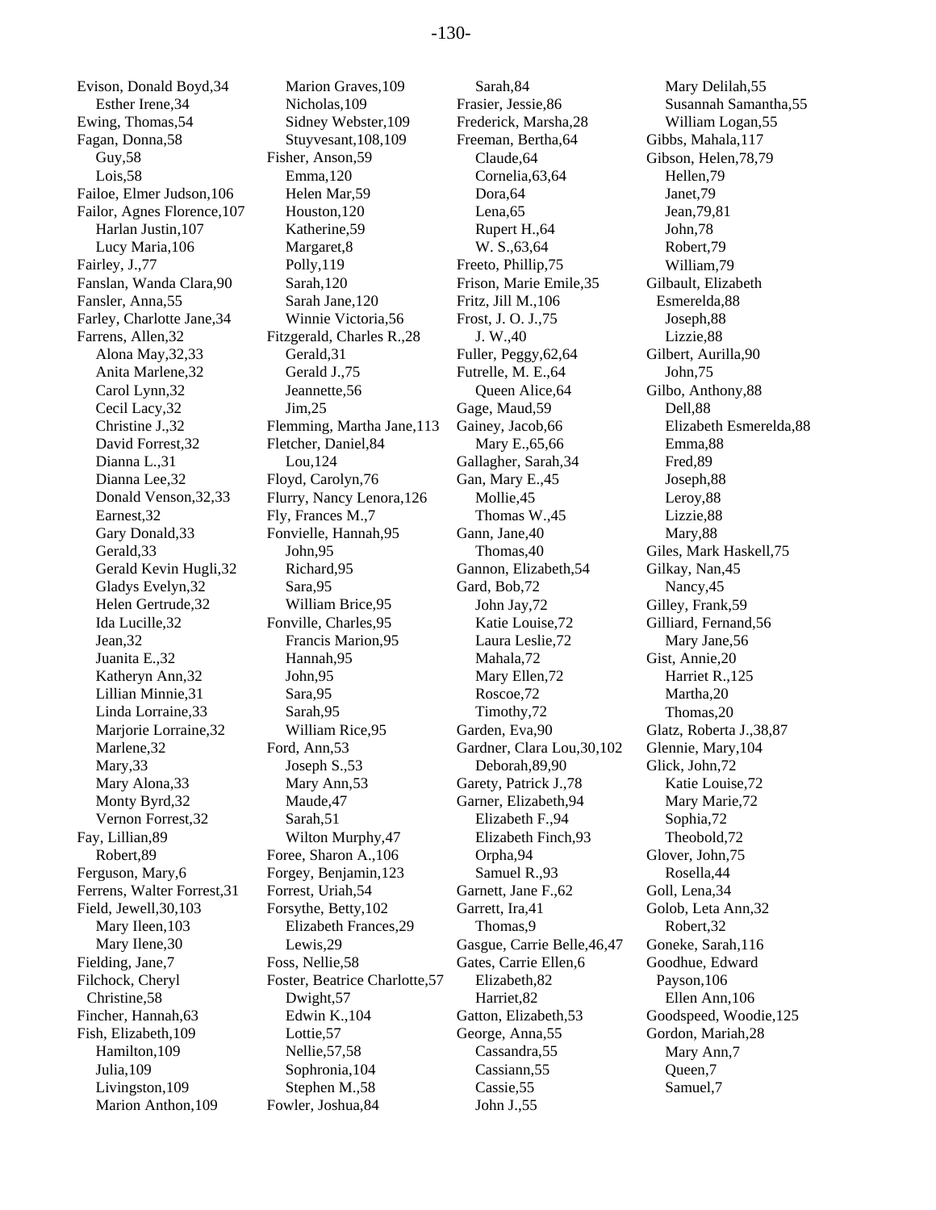Evison, Donald Boyd,34
  Esther Irene,34
Ewing, Thomas,54
Fagan, Donna,58
  Guy,58
  Lois,58
Failoe, Elmer Judson,106
Failor, Agnes Florence,107
  Harlan Justin,107
  Lucy Maria,106
Fairley, J.,77
Fanslan, Wanda Clara,90
Fansler, Anna,55
Farley, Charlotte Jane,34
Farrens, Allen,32
  Alona May,32,33
  Anita Marlene,32
  Carol Lynn,32
  Cecil Lacy,32
  Christine J.,32
  David Forrest,32
  Dianna L.,31
  Dianna Lee,32
  Donald Venson,32,33
  Earnest,32
  Gary Donald,33
  Gerald,33
  Gerald Kevin Hugli,32
  Gladys Evelyn,32
  Helen Gertrude,32
  Ida Lucille,32
  Jean,32
  Juanita E.,32
  Katheryn Ann,32
  Lillian Minnie,31
  Linda Lorraine,33
  Marjorie Lorraine,32
  Marlene,32
  Mary,33
  Mary Alona,33
  Monty Byrd,32
  Vernon Forrest,32
Fay, Lillian,89
  Robert,89
Ferguson, Mary,6
Ferrens, Walter Forrest,31
Field, Jewell,30,103
  Mary Ileen,103
  Mary Ilene,30
Fielding, Jane,7
Filchock, Cheryl
  Christine,58
Fincher, Hannah,63
Fish, Elizabeth,109
  Hamilton,109
  Julia,109
  Livingston,109
  Marion Anthon,109
  Marion Graves,109
  Nicholas,109
  Sidney Webster,109
  Stuyvesant,108,109
Fisher, Anson,59
  Emma,120
  Helen Mar,59
  Houston,120
  Katherine,59
  Margaret,8
  Polly,119
  Sarah,120
  Sarah Jane,120
  Winnie Victoria,56
Fitzgerald, Charles R.,28
  Gerald,31
  Gerald J.,75
  Jeannette,56
  Jim,25
Flemming, Martha Jane,113
Fletcher, Daniel,84
  Lou,124
Floyd, Carolyn,76
Flurry, Nancy Lenora,126
Fly, Frances M.,7
Fonvielle, Hannah,95
  John,95
  Richard,95
  Sara,95
  William Brice,95
Fonville, Charles,95
  Francis Marion,95
  Hannah,95
  John,95
  Sara,95
  Sarah,95
  William Rice,95
Ford, Ann,53
  Joseph S.,53
  Mary Ann,53
  Maude,47
  Sarah,51
  Wilton Murphy,47
Foree, Sharon A.,106
Forgey, Benjamin,123
Forrest, Uriah,54
Forsythe, Betty,102
  Elizabeth Frances,29
  Lewis,29
Foss, Nellie,58
Foster, Beatrice Charlotte,57
  Dwight,57
  Edwin K.,104
  Lottie,57
  Nellie,57,58
  Sophronia,104
  Stephen M.,58
Fowler, Joshua,84
  Sarah,84
Frasier, Jessie,86
Frederick, Marsha,28
Freeman, Bertha,64
  Claude,64
  Cornelia,63,64
  Dora,64
  Lena,65
  Rupert H.,64
  W. S.,63,64
Freeto, Phillip,75
Frison, Marie Emile,35
Fritz, Jill M.,106
Frost, J. O. J.,75
  J. W.,40
Fuller, Peggy,62,64
Futrelle, M. E.,64
  Queen Alice,64
Gage, Maud,59
Gainey, Jacob,66
  Mary E.,65,66
Gallagher, Sarah,34
Gan, Mary E.,45
  Mollie,45
  Thomas W.,45
Gann, Jane,40
  Thomas,40
Gannon, Elizabeth,54
Gard, Bob,72
  John Jay,72
  Katie Louise,72
  Laura Leslie,72
  Mahala,72
  Mary Ellen,72
  Roscoe,72
  Timothy,72
Garden, Eva,90
Gardner, Clara Lou,30,102
  Deborah,89,90
Garety, Patrick J.,78
Garner, Elizabeth,94
  Elizabeth F.,94
  Elizabeth Finch,93
  Orpha,94
  Samuel R.,93
Garnett, Jane F.,62
Garrett, Ira,41
  Thomas,9
Gasgue, Carrie Belle,46,47
Gates, Carrie Ellen,6
  Elizabeth,82
  Harriet,82
Gatton, Elizabeth,53
George, Anna,55
  Cassandra,55
  Cassiann,55
  Cassie,55
  John J.,55
  Mary Delilah,55
  Susannah Samantha,55
  William Logan,55
Gibbs, Mahala,117
Gibson, Helen,78,79
  Hellen,79
  Janet,79
  Jean,79,81
  John,78
  Robert,79
  William,79
Gilbault, Elizabeth
  Esmerelda,88
  Joseph,88
  Lizzie,88
Gilbert, Aurilla,90
  John,75
Gilbo, Anthony,88
  Dell,88
  Elizabeth Esmerelda,88
  Emma,88
  Fred,89
  Joseph,88
  Leroy,88
  Lizzie,88
  Mary,88
Giles, Mark Haskell,75
Gilkay, Nan,45
  Nancy,45
Gilley, Frank,59
Gilliard, Fernand,56
  Mary Jane,56
Gist, Annie,20
  Harriet R.,125
  Martha,20
  Thomas,20
Glatz, Roberta J.,38,87
Glennie, Mary,104
Glick, John,72
  Katie Louise,72
  Mary Marie,72
  Sophia,72
  Theobold,72
Glover, John,75
  Rosella,44
Goll, Lena,34
Golob, Leta Ann,32
  Robert,32
Goneke, Sarah,116
Goodhue, Edward
  Payson,106
  Ellen Ann,106
Goodspeed, Woodie,125
Gordon, Mariah,28
  Mary Ann,7
  Queen,7
  Samuel,7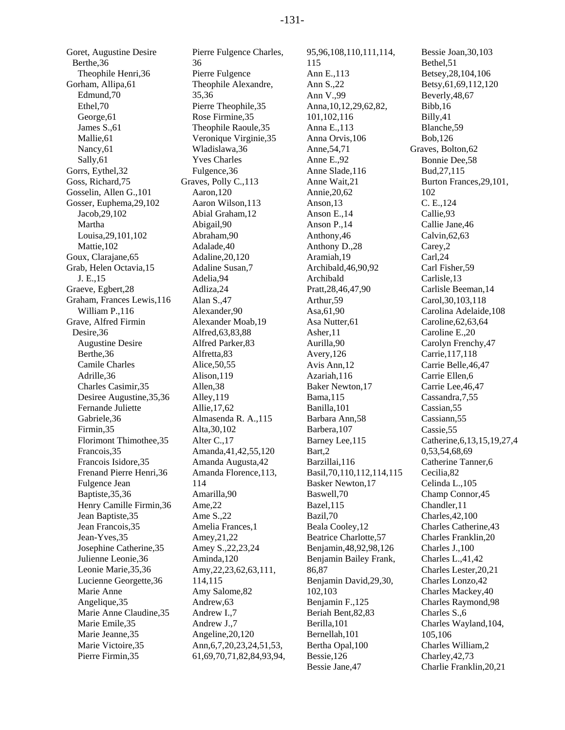Goret, Augustine Desire Berthe,36
  Theophile Henri,36
Gorham, Allipa,61
  Edmund,70
  Ethel,70
  George,61
  James S.,61
  Mallie,61
  Nancy,61
  Sally,61
Gorrs, Eythel,32
Goss, Richard,75
Gosselin, Allen G.,101
Gosser, Euphema,29,102
  Jacob,29,102
  Martha Louisa,29,101,102
  Mattie,102
Goux, Clarajane,65
Grab, Helen Octavia,15
  J. E.,15
Graeve, Egbert,28
Graham, Frances Lewis,116
  William P.,116
Grave, Alfred Firmin Desire,36
  Augustine Desire Berthe,36
  Camile Charles Adrille,36
  Charles Casimir,35
  Desiree Augustine,35,36
  Fernande Juliette Gabriele,36
  Firmin,35
  Florimont Thimothee,35
  Francois,35
  Francois Isidore,35
  Frenand Pierre Henri,36
  Fulgence Jean Baptiste,35,36
  Henry Camille Firmin,36
  Jean Baptiste,35
  Jean Francois,35
  Jean-Yves,35
  Josephine Catherine,35
  Julienne Leonie,36
  Leonie Marie,35,36
  Lucienne Georgette,36
  Marie Anne Angelique,35
  Marie Anne Claudine,35
  Marie Emile,35
  Marie Jeanne,35
  Marie Victoire,35
  Pierre Firmin,35
  Pierre Fulgence Charles,36
  Pierre Fulgence Theophile Alexandre,35,36
  Pierre Theophile,35
  Rose Firmine,35
  Theophile Raoule,35
  Veronique Virginie,35
  Wladislawa,36
  Yves Charles Fulgence,36
Graves, Polly C.,113
  Aaron,120
  Aaron Wilson,113
  Abial Graham,12
  Abigail,90
  Abraham,90
  Adalade,40
  Adaline,20,120
  Adaline Susan,7
  Adelia,94
  Adliza,24
  Alan S.,47
  Alexander,90
  Alexander Moab,19
  Alfred,63,83,88
  Alfred Parker,83
  Alfretta,83
  Alice,50,55
  Alison,119
  Allen,38
  Alley,119
  Allie,17,62
  Almasenda R. A.,115
  Alta,30,102
  Alter C.,17
  Amanda,41,42,55,120
  Amanda Augusta,42
  Amanda Florence,113,114
  Amarilla,90
  Ame,22
  Ame S.,22
  Amelia Frances,1
  Amey,21,22
  Amey S.,22,23,24
  Aminda,120
  Amy,22,23,62,63,111,114,115
  Amy Salome,82
  Andrew,63
  Andrew I.,7
  Andrew J.,7
  Angeline,20,120
  Ann,6,7,20,23,24,51,53,61,69,70,71,82,84,93,94,95,96,108,110,111,114,115
  Ann E.,113
  Ann S.,22
  Ann V.,99
  Anna,10,12,29,62,82,101,102,116
  Anna E.,113
  Anna Orvis,106
  Anne,54,71
  Anne E.,92
  Anne Slade,116
  Anne Wait,21
  Annie,20,62
  Anson,13
  Anson E.,14
  Anson P.,14
  Anthony,46
  Anthony D.,28
  Aramiah,19
  Archibald,46,90,92
  Archibald Pratt,28,46,47,90
  Arthur,59
  Asa,61,90
  Asa Nutter,61
  Asher,11
  Aurilla,90
  Avery,126
  Avis Ann,12
  Azariah,116
  Baker Newton,17
  Bama,115
  Banilla,101
  Barbara Ann,58
  Barbera,107
  Barney Lee,115
  Bart,2
  Barzillai,116
  Basil,70,110,112,114,115
  Basker Newton,17
  Baswell,70
  Bazel,115
  Bazil,70
  Beala Cooley,12
  Beatrice Charlotte,57
  Benjamin,48,92,98,126
  Benjamin Bailey Frank,86,87
  Benjamin David,29,30,102,103
  Benjamin F.,125
  Beriah Bent,82,83
  Berilla,101
  Bernellah,101
  Bertha Opal,100
  Bessie,126
  Bessie Jane,47
  Bessie Joan,30,103
  Bethel,51
  Betsey,28,104,106
  Betsy,61,69,112,120
  Beverly,48,67
  Bibb,16
  Billy,41
  Blanche,59
  Bob,126
Graves, Bolton,62
  Bonnie Dee,58
  Bud,27,115
  Burton Frances,29,101,102
  C. E.,124
  Callie,93
  Callie Jane,46
  Calvin,62,63
  Carey,2
  Carl,24
  Carl Fisher,59
  Carlisle,13
  Carlisle Beeman,14
  Carol,30,103,118
  Carolina Adelaide,108
  Caroline,62,63,64
  Caroline E.,20
  Carolyn Frenchy,47
  Carrie,117,118
  Carrie Belle,46,47
  Carrie Ellen,6
  Carrie Lee,46,47
  Cassandra,7,55
  Cassian,55
  Cassiann,55
  Cassie,55
  Catherine,6,13,15,19,27,40,53,54,68,69
  Catherine Tanner,6
  Cecilia,82
  Celinda L.,105
  Champ Connor,45
  Chandler,11
  Charles,42,100
  Charles Catherine,43
  Charles Franklin,20
  Charles J.,100
  Charles L.,41,42
  Charles Lester,20,21
  Charles Lonzo,42
  Charles Mackey,40
  Charles Raymond,98
  Charles S.,6
  Charles Wayland,104,105,106
  Charles William,2
  Charley,42,73
  Charlie Franklin,20,21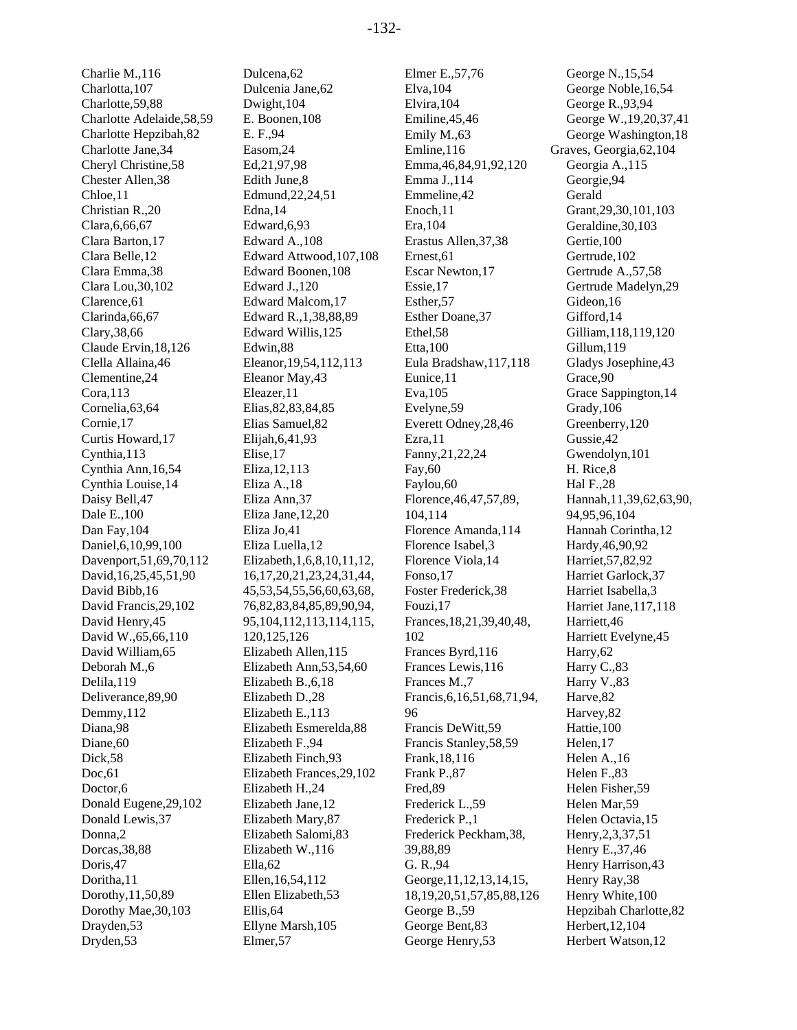Charlie M.,116
Charlotta,107
Charlotte,59,88
Charlotte Adelaide,58,59
Charlotte Hepzibah,82
Charlotte Jane,34
Cheryl Christine,58
Chester Allen,38
Chloe,11
Christian R.,20
Clara,6,66,67
Clara Barton,17
Clara Belle,12
Clara Emma,38
Clara Lou,30,102
Clarence,61
Clarinda,66,67
Clary,38,66
Claude Ervin,18,126
Clella Allaina,46
Clementine,24
Cora,113
Cornelia,63,64
Cornie,17
Curtis Howard,17
Cynthia,113
Cynthia Ann,16,54
Cynthia Louise,14
Daisy Bell,47
Dale E.,100
Dan Fay,104
Daniel,6,10,99,100
Davenport,51,69,70,112
David,16,25,45,51,90
David Bibb,16
David Francis,29,102
David Henry,45
David W.,65,66,110
David William,65
Deborah M.,6
Delila,119
Deliverance,89,90
Demmy,112
Diana,98
Diane,60
Dick,58
Doc,61
Doctor,6
Donald Eugene,29,102
Donald Lewis,37
Donna,2
Dorcas,38,88
Doris,47
Doritha,11
Dorothy,11,50,89
Dorothy Mae,30,103
Drayden,53
Dryden,53

Dulcena,62
Dulcenia Jane,62
Dwight,104
E. Boonen,108
E. F.,94
Easom,24
Ed,21,97,98
Edith June,8
Edmund,22,24,51
Edna,14
Edward,6,93
Edward A.,108
Edward Attwood,107,108
Edward Boonen,108
Edward J.,120
Edward Malcom,17
Edward R.,1,38,88,89
Edward Willis,125
Edwin,88
Eleanor,19,54,112,113
Eleanor May,43
Eleazer,11
Elias,82,83,84,85
Elias Samuel,82
Elijah,6,41,93
Elise,17
Eliza,12,113
Eliza A.,18
Eliza Ann,37
Eliza Jane,12,20
Eliza Jo,41
Eliza Luella,12
Elizabeth,1,6,8,10,11,12,16,17,20,21,23,24,31,44,45,53,54,55,56,60,63,68,76,82,83,84,85,89,90,94,95,104,112,113,114,115,120,125,126
Elizabeth Allen,115
Elizabeth Ann,53,54,60
Elizabeth B.,6,18
Elizabeth D.,28
Elizabeth E.,113
Elizabeth Esmerelda,88
Elizabeth F.,94
Elizabeth Finch,93
Elizabeth Frances,29,102
Elizabeth H.,24
Elizabeth Jane,12
Elizabeth Mary,87
Elizabeth Salomi,83
Elizabeth W.,116
Ella,62
Ellen,16,54,112
Ellen Elizabeth,53
Ellis,64
Ellyne Marsh,105
Elmer,57

Elmer E.,57,76
Elva,104
Elvira,104
Emiline,45,46
Emily M.,63
Emline,116
Emma,46,84,91,92,120
Emma J.,114
Emmeline,42
Enoch,11
Era,104
Erastus Allen,37,38
Ernest,61
Escar Newton,17
Essie,17
Esther,57
Esther Doane,37
Ethel,58
Etta,100
Eula Bradshaw,117,118
Eunice,11
Eva,105
Evelyne,59
Everett Odney,28,46
Ezra,11
Fanny,21,22,24
Fay,60
Faylou,60
Florence,46,47,57,89,104,114
Florence Amanda,114
Florence Isabel,3
Florence Viola,14
Fonso,17
Foster Frederick,38
Fouzi,17
Frances,18,21,39,40,48,102
Frances Byrd,116
Frances Lewis,116
Frances M.,7
Francis,6,16,51,68,71,94,96
Francis DeWitt,59
Francis Stanley,58,59
Frank,18,116
Frank P.,87
Fred,89
Frederick L.,59
Frederick P.,1
Frederick Peckham,38,39,88,89
G. R.,94
George,11,12,13,14,15,18,19,20,51,57,85,88,126
George B.,59
George Bent,83
George Henry,53

George N.,15,54
George Noble,16,54
George R.,93,94
George W.,19,20,37,41
George Washington,18
Graves, Georgia,62,104
Georgia A.,115
Georgie,94
Gerald Grant,29,30,101,103
Geraldine,30,103
Gertie,100
Gertrude,102
Gertrude A.,57,58
Gertrude Madelyn,29
Gideon,16
Gifford,14
Gilliam,118,119,120
Gillum,119
Gladys Josephine,43
Grace,90
Grace Sappington,14
Grady,106
Greenberry,120
Gussie,42
Gwendolyn,101
H. Rice,8
Hal F.,28
Hannah,11,39,62,63,90,94,95,96,104
Hannah Corintha,12
Hardy,46,90,92
Harriet,57,82,92
Harriet Garlock,37
Harriet Isabella,3
Harriet Jane,117,118
Harriett,46
Harriett Evelyne,45
Harry,62
Harry C.,83
Harry V.,83
Harve,82
Harvey,82
Hattie,100
Helen,17
Helen A.,16
Helen F.,83
Helen Fisher,59
Helen Mar,59
Helen Octavia,15
Henry,2,3,37,51
Henry E.,37,46
Henry Harrison,43
Henry Ray,38
Henry White,100
Hepzibah Charlotte,82
Herbert,12,104
Herbert Watson,12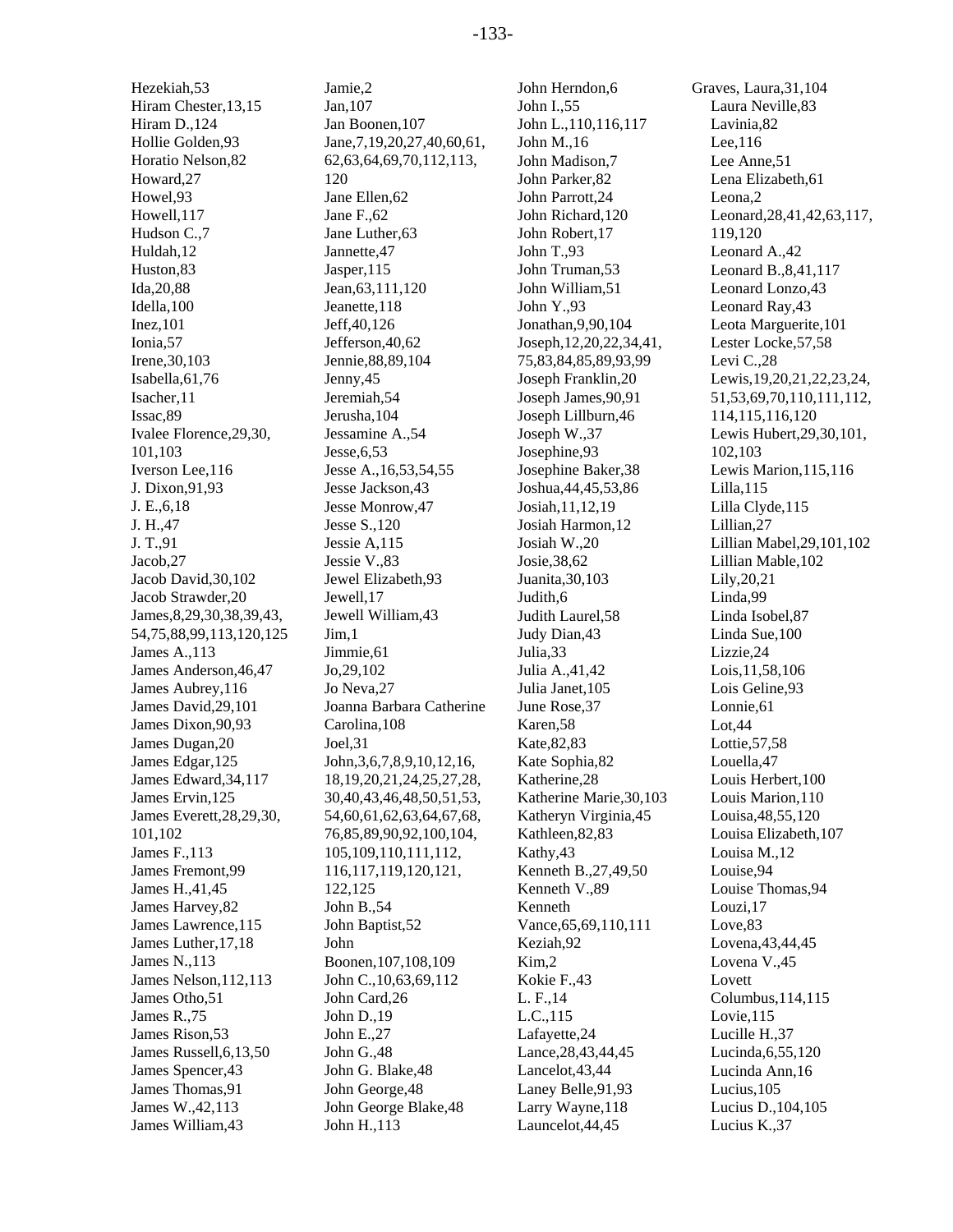Hezekiah,53
Hiram Chester,13,15
Hiram D.,124
Hollie Golden,93
Horatio Nelson,82
Howard,27
Howel,93
Howell,117
Hudson C.,7
Huldah,12
Huston,83
Ida,20,88
Idella,100
Inez,101
Ionia,57
Irene,30,103
Isabella,61,76
Isacher,11
Issac,89
Ivalee Florence,29,30, 101,103
Iverson Lee,116
J. Dixon,91,93
J. E.,6,18
J. H.,47
J. T.,91
Jacob,27
Jacob David,30,102
Jacob Strawder,20
James,8,29,30,38,39,43, 54,75,88,99,113,120,125
James A.,113
James Anderson,46,47
James Aubrey,116
James David,29,101
James Dixon,90,93
James Dugan,20
James Edgar,125
James Edward,34,117
James Ervin,125
James Everett,28,29,30, 101,102
James F.,113
James Fremont,99
James H.,41,45
James Harvey,82
James Lawrence,115
James Luther,17,18
James N.,113
James Nelson,112,113
James Otho,51
James R.,75
James Rison,53
James Russell,6,13,50
James Spencer,43
James Thomas,91
James W.,42,113
James William,43
Jamie,2
Jan,107
Jan Boonen,107
Jane,7,19,20,27,40,60,61, 62,63,64,69,70,112,113, 120
Jane Ellen,62
Jane F.,62
Jane Luther,63
Jannette,47
Jasper,115
Jean,63,111,120
Jeanette,118
Jeff,40,126
Jefferson,40,62
Jennie,88,89,104
Jenny,45
Jeremiah,54
Jerusha,104
Jessamine A.,54
Jesse,6,53
Jesse A.,16,53,54,55
Jesse Jackson,43
Jesse Monrow,47
Jesse S.,120
Jessie A,115
Jessie V.,83
Jewel Elizabeth,93
Jewell,17
Jewell William,43
Jim,1
Jimmie,61
Jo,29,102
Jo Neva,27
Joanna Barbara Catherine Carolina,108
Joel,31
John,3,6,7,8,9,10,12,16, 18,19,20,21,24,25,27,28, 30,40,43,46,48,50,51,53, 54,60,61,62,63,64,67,68, 76,85,89,90,92,100,104, 105,109,110,111,112, 116,117,119,120,121, 122,125
John B.,54
John Baptist,52
John Boonen,107,108,109
John C.,10,63,69,112
John Card,26
John D.,19
John E.,27
John G.,48
John G. Blake,48
John George,48
John George Blake,48
John H.,113
John Herndon,6
John I.,55
John L.,110,116,117
John M.,16
John Madison,7
John Parker,82
John Parrott,24
John Richard,120
John Robert,17
John T.,93
John Truman,53
John William,51
John Y.,93
Jonathan,9,90,104
Joseph,12,20,22,34,41, 75,83,84,85,89,93,99
Joseph Franklin,20
Joseph James,90,91
Joseph Lillburn,46
Joseph W.,37
Josephine,93
Josephine Baker,38
Joshua,44,45,53,86
Josiah,11,12,19
Josiah Harmon,12
Josiah W.,20
Josie,38,62
Juanita,30,103
Judith,6
Judith Laurel,58
Judy Dian,43
Julia,33
Julia A.,41,42
Julia Janet,105
June Rose,37
Karen,58
Kate,82,83
Kate Sophia,82
Katherine,28
Katherine Marie,30,103
Katheryn Virginia,45
Kathleen,82,83
Kathy,43
Kenneth B.,27,49,50
Kenneth V.,89
Kenneth Vance,65,69,110,111
Keziah,92
Kim,2
Kokie F.,43
L. F.,14
L.C.,115
Lafayette,24
Lance,28,43,44,45
Lancelot,43,44
Laney Belle,91,93
Larry Wayne,118
Launcelot,44,45
Graves, Laura,31,104
Laura Neville,83
Lavinia,82
Lee,116
Lee Anne,51
Lena Elizabeth,61
Leona,2
Leonard,28,41,42,63,117, 119,120
Leonard A.,42
Leonard B.,8,41,117
Leonard Lonzo,43
Leonard Ray,43
Leota Marguerite,101
Lester Locke,57,58
Levi C.,28
Lewis,19,20,21,22,23,24, 51,53,69,70,110,111,112, 114,115,116,120
Lewis Hubert,29,30,101, 102,103
Lewis Marion,115,116
Lilla,115
Lilla Clyde,115
Lillian,27
Lillian Mabel,29,101,102
Lillian Mable,102
Lily,20,21
Linda,99
Linda Isobel,87
Linda Sue,100
Lizzie,24
Lois,11,58,106
Lois Geline,93
Lonnie,61
Lot,44
Lottie,57,58
Louella,47
Louis Herbert,100
Louis Marion,110
Louisa,48,55,120
Louisa Elizabeth,107
Louisa M.,12
Louise,94
Louise Thomas,94
Louzi,17
Love,83
Lovena,43,44,45
Lovena V.,45
Lovett Columbus,114,115
Lovie,115
Lucille H.,37
Lucinda,6,55,120
Lucinda Ann,16
Lucius,105
Lucius D.,104,105
Lucius K.,37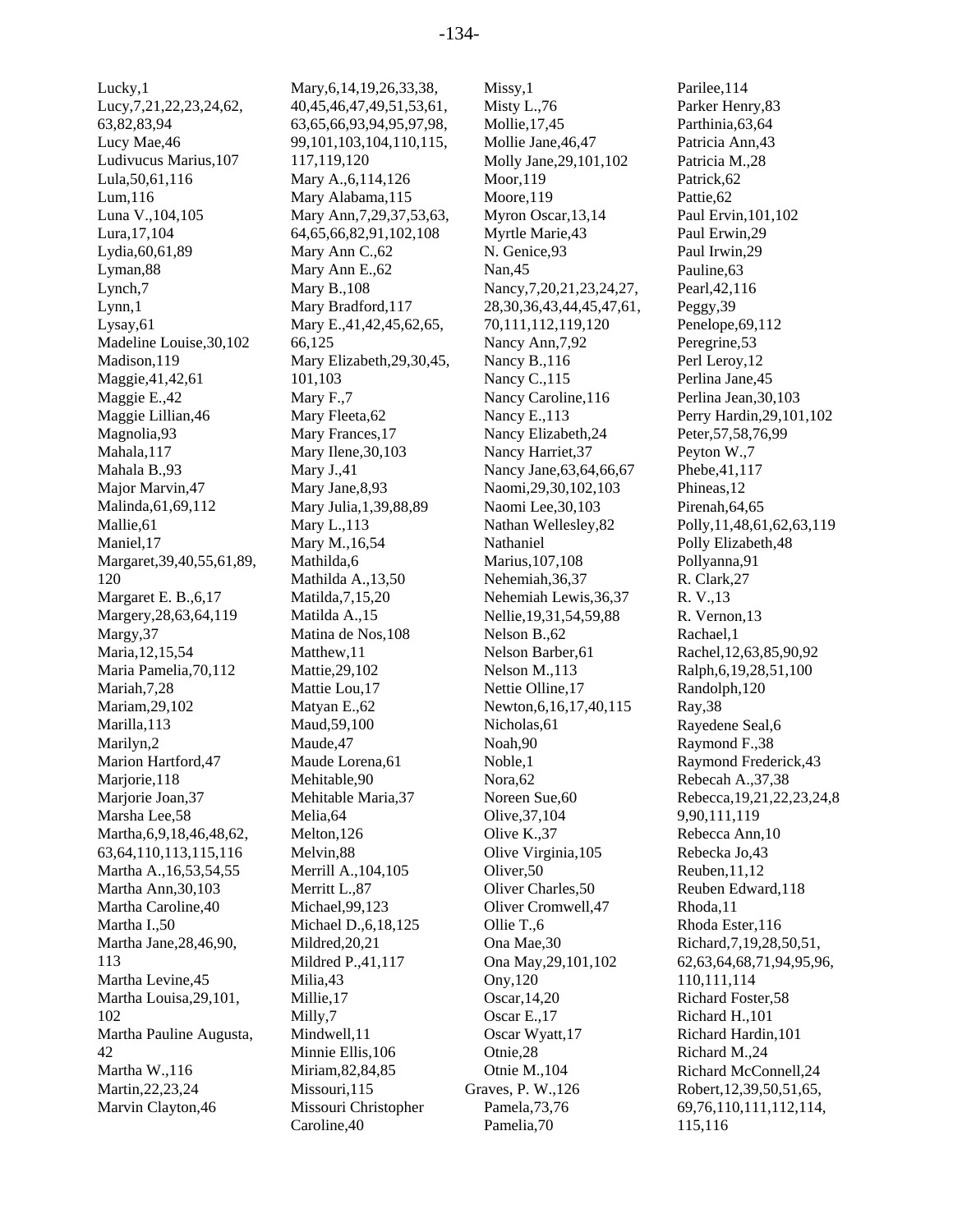Lucky,1
Lucy,7,21,22,23,24,62,
63,82,83,94
Lucy Mae,46
Ludivucus Marius,107
Lula,50,61,116
Lum,116
Luna V.,104,105
Lura,17,104
Lydia,60,61,89
Lyman,88
Lynch,7
Lynn,1
Lysay,61
Madeline Louise,30,102
Madison,119
Maggie,41,42,61
Maggie E.,42
Maggie Lillian,46
Magnolia,93
Mahala,117
Mahala B.,93
Major Marvin,47
Malinda,61,69,112
Mallie,61
Maniel,17
Margaret,39,40,55,61,89,
120
Margaret E. B.,6,17
Margery,28,63,64,119
Margy,37
Maria,12,15,54
Maria Pamelia,70,112
Mariah,7,28
Mariam,29,102
Marilla,113
Marilyn,2
Marion Hartford,47
Marjorie,118
Marjorie Joan,37
Marsha Lee,58
Martha,6,9,18,46,48,62,
63,64,110,113,115,116
Martha A.,16,53,54,55
Martha Ann,30,103
Martha Caroline,40
Martha I.,50
Martha Jane,28,46,90,
113
Martha Levine,45
Martha Louisa,29,101,
102
Martha Pauline Augusta,
42
Martha W.,116
Martin,22,23,24
Marvin Clayton,46
Mary,6,14,19,26,33,38,
40,45,46,47,49,51,53,61,
63,65,66,93,94,95,97,98,
99,101,103,104,110,115,
117,119,120
Mary A.,6,114,126
Mary Alabama,115
Mary Ann,7,29,37,53,63,
64,65,66,82,91,102,108
Mary Ann C.,62
Mary Ann E.,62
Mary B.,108
Mary Bradford,117
Mary E.,41,42,45,62,65,
66,125
Mary Elizabeth,29,30,45,
101,103
Mary F.,7
Mary Fleeta,62
Mary Frances,17
Mary Ilene,30,103
Mary J.,41
Mary Jane,8,93
Mary Julia,1,39,88,89
Mary L.,113
Mary M.,16,54
Mathilda,6
Mathilda A.,13,50
Matilda,7,15,20
Matilda A.,15
Matina de Nos,108
Matthew,11
Mattie,29,102
Mattie Lou,17
Matyan E.,62
Maud,59,100
Maude,47
Maude Lorena,61
Mehitable,90
Mehitable Maria,37
Melia,64
Melton,126
Melvin,88
Merrill A.,104,105
Merritt L.,87
Michael,99,123
Michael D.,6,18,125
Mildred,20,21
Mildred P.,41,117
Milia,43
Millie,17
Milly,7
Mindwell,11
Minnie Ellis,106
Miriam,82,84,85
Missouri,115
Missouri Christopher
Caroline,40
Missy,1
Misty L.,76
Mollie,17,45
Mollie Jane,46,47
Molly Jane,29,101,102
Moor,119
Moore,119
Myron Oscar,13,14
Myrtle Marie,43
N. Genice,93
Nan,45
Nancy,7,20,21,23,24,27,
28,30,36,43,44,45,47,61,
70,111,112,119,120
Nancy Ann,7,92
Nancy B.,116
Nancy C.,115
Nancy Caroline,116
Nancy E.,113
Nancy Elizabeth,24
Nancy Harriet,37
Nancy Jane,63,64,66,67
Naomi,29,30,102,103
Naomi Lee,30,103
Nathan Wellesley,82
Nathaniel
Marius,107,108
Nehemiah,36,37
Nehemiah Lewis,36,37
Nellie,19,31,54,59,88
Nelson B.,62
Nelson Barber,61
Nelson M.,113
Nettie Olline,17
Newton,6,16,17,40,115
Nicholas,61
Noah,90
Noble,1
Nora,62
Noreen Sue,60
Olive,37,104
Olive K.,37
Olive Virginia,105
Oliver,50
Oliver Charles,50
Oliver Cromwell,47
Ollie T.,6
Ona Mae,30
Ona May,29,101,102
Ony,120
Oscar,14,20
Oscar E.,17
Oscar Wyatt,17
Otnie,28
Otnie M.,104
Graves, P. W.,126
Pamela,73,76
Pamelia,70
Parilee,114
Parker Henry,83
Parthinia,63,64
Patricia Ann,43
Patricia M.,28
Patrick,62
Pattie,62
Paul Ervin,101,102
Paul Erwin,29
Paul Irwin,29
Pauline,63
Pearl,42,116
Peggy,39
Penelope,69,112
Peregrine,53
Perl Leroy,12
Perlina Jane,45
Perlina Jean,30,103
Perry Hardin,29,101,102
Peter,57,58,76,99
Peyton W.,7
Phebe,41,117
Phineas,12
Pirenah,64,65
Polly,11,48,61,62,63,119
Polly Elizabeth,48
Pollyanna,91
R. Clark,27
R. V.,13
R. Vernon,13
Rachael,1
Rachel,12,63,85,90,92
Ralph,6,19,28,51,100
Randolph,120
Ray,38
Rayedene Seal,6
Raymond F.,38
Raymond Frederick,43
Rebecah A.,37,38
Rebecca,19,21,22,23,24,8
9,90,111,119
Rebecca Ann,10
Rebecka Jo,43
Reuben,11,12
Reuben Edward,118
Rhoda,11
Rhoda Ester,116
Richard,7,19,28,50,51,
62,63,64,68,71,94,95,96,
110,111,114
Richard Foster,58
Richard H.,101
Richard Hardin,101
Richard M.,24
Richard McConnell,24
Robert,12,39,50,51,65,
69,76,110,111,112,114,
115,116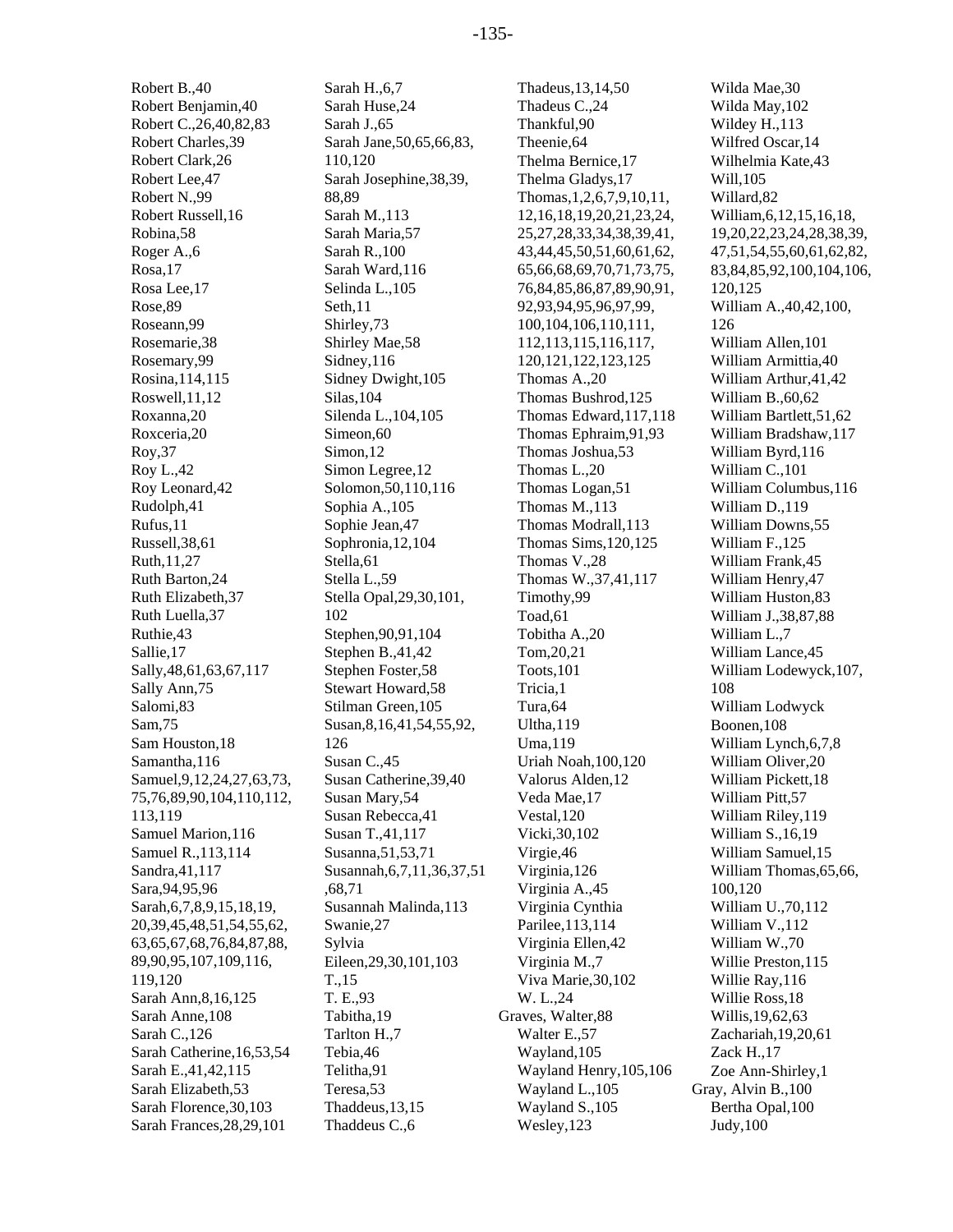Robert B.,40
Robert Benjamin,40
Robert C.,26,40,82,83
Robert Charles,39
Robert Clark,26
Robert Lee,47
Robert N.,99
Robert Russell,16
Robina,58
Roger A.,6
Rosa,17
Rosa Lee,17
Rose,89
Roseann,99
Rosemarie,38
Rosemary,99
Rosina,114,115
Roswell,11,12
Roxanna,20
Roxceria,20
Roy,37
Roy L.,42
Roy Leonard,42
Rudolph,41
Rufus,11
Russell,38,61
Ruth,11,27
Ruth Barton,24
Ruth Elizabeth,37
Ruth Luella,37
Ruthie,43
Sallie,17
Sally,48,61,63,67,117
Sally Ann,75
Salomi,83
Sam,75
Sam Houston,18
Samantha,116
Samuel,9,12,24,27,63,73,75,76,89,90,104,110,112,113,119
Samuel Marion,116
Samuel R.,113,114
Sandra,41,117
Sara,94,95,96
Sarah,6,7,8,9,15,18,19,20,39,45,48,51,54,55,62,63,65,67,68,76,84,87,88,89,90,95,107,109,116,119,120
Sarah Ann,8,16,125
Sarah Anne,108
Sarah C.,126
Sarah Catherine,16,53,54
Sarah E.,41,42,115
Sarah Elizabeth,53
Sarah Florence,30,103
Sarah Frances,28,29,101
Sarah H.,6,7
Sarah Huse,24
Sarah J.,65
Sarah Jane,50,65,66,83,110,120
Sarah Josephine,38,39,88,89
Sarah M.,113
Sarah Maria,57
Sarah R.,100
Sarah Ward,116
Selinda L.,105
Seth,11
Shirley,73
Shirley Mae,58
Sidney,116
Sidney Dwight,105
Silas,104
Silenda L.,104,105
Simeon,60
Simon,12
Simon Legree,12
Solomon,50,110,116
Sophia A.,105
Sophie Jean,47
Sophronia,12,104
Stella,61
Stella L.,59
Stella Opal,29,30,101,102
Stephen,90,91,104
Stephen B.,41,42
Stephen Foster,58
Stewart Howard,58
Stilman Green,105
Susan,8,16,41,54,55,92,126
Susan C.,45
Susan Catherine,39,40
Susan Mary,54
Susan Rebecca,41
Susan T.,41,117
Susanna,51,53,71
Susannah,6,7,11,36,37,51,68,71
Susannah Malinda,113
Swanie,27
Sylvia Eileen,29,30,101,103
T.,15
T. E.,93
Tabitha,19
Tarlton H.,7
Tebia,46
Telitha,91
Teresa,53
Thaddeus,13,15
Thaddeus C.,6
Thadeus,13,14,50
Thadeus C.,24
Thankful,90
Theenie,64
Thelma Bernice,17
Thelma Gladys,17
Thomas,1,2,6,7,9,10,11,12,16,18,19,20,21,23,24,25,27,28,33,34,38,39,41,43,44,45,50,51,60,61,62,65,66,68,69,70,71,73,75,76,84,85,86,87,89,90,91,92,93,94,95,96,97,99,100,104,106,110,111,112,113,115,116,117,120,121,122,123,125
Thomas A.,20
Thomas Bushrod,125
Thomas Edward,117,118
Thomas Ephraim,91,93
Thomas Joshua,53
Thomas L.,20
Thomas Logan,51
Thomas M.,113
Thomas Modrall,113
Thomas Sims,120,125
Thomas V.,28
Thomas W.,37,41,117
Timothy,99
Toad,61
Tobitha A.,20
Tom,20,21
Toots,101
Tricia,1
Tura,64
Ultha,119
Uma,119
Uriah Noah,100,120
Valorus Alden,12
Veda Mae,17
Vestal,120
Vicki,30,102
Virgie,46
Virginia,126
Virginia A.,45
Virginia Cynthia Parilee,113,114
Virginia Ellen,42
Virginia M.,7
Viva Marie,30,102
W. L.,24

Graves, Walter,88
- Walter E.,57
- Wayland,105
- Wayland Henry,105,106
- Wayland L.,105
- Wayland S.,105
- Wesley,123
- Wilda Mae,30
- Wilda May,102
- Wildey H.,113
- Wilfred Oscar,14
- Wilhelmia Kate,43
- Will,105
- Willard,82
- William,6,12,15,16,18,19,20,22,23,24,28,38,39,47,51,54,55,60,61,62,82,83,84,85,92,100,104,106,120,125
- William A.,40,42,100,126
- William Allen,101
- William Armittia,40
- William Arthur,41,42
- William B.,60,62
- William Bartlett,51,62
- William Bradshaw,117
- William Byrd,116
- William C.,101
- William Columbus,116
- William D.,119
- William Downs,55
- William F.,125
- William Frank,45
- William Henry,47
- William Huston,83
- William J.,38,87,88
- William L.,7
- William Lance,45
- William Lodewyck,107,108
- William Lodwyck Boonen,108
- William Lynch,6,7,8
- William Oliver,20
- William Pickett,18
- William Pitt,57
- William Riley,119
- William S.,16,19
- William Samuel,15
- William Thomas,65,66,100,120
- William U.,70,112
- William V.,112
- William W.,70
- Willie Preston,115
- Willie Ray,116
- Willie Ross,18
- Willis,19,62,63
- Zachariah,19,20,61
- Zack H.,17
- Zoe Ann-Shirley,1

Gray, Alvin B.,100
- Bertha Opal,100
- Judy,100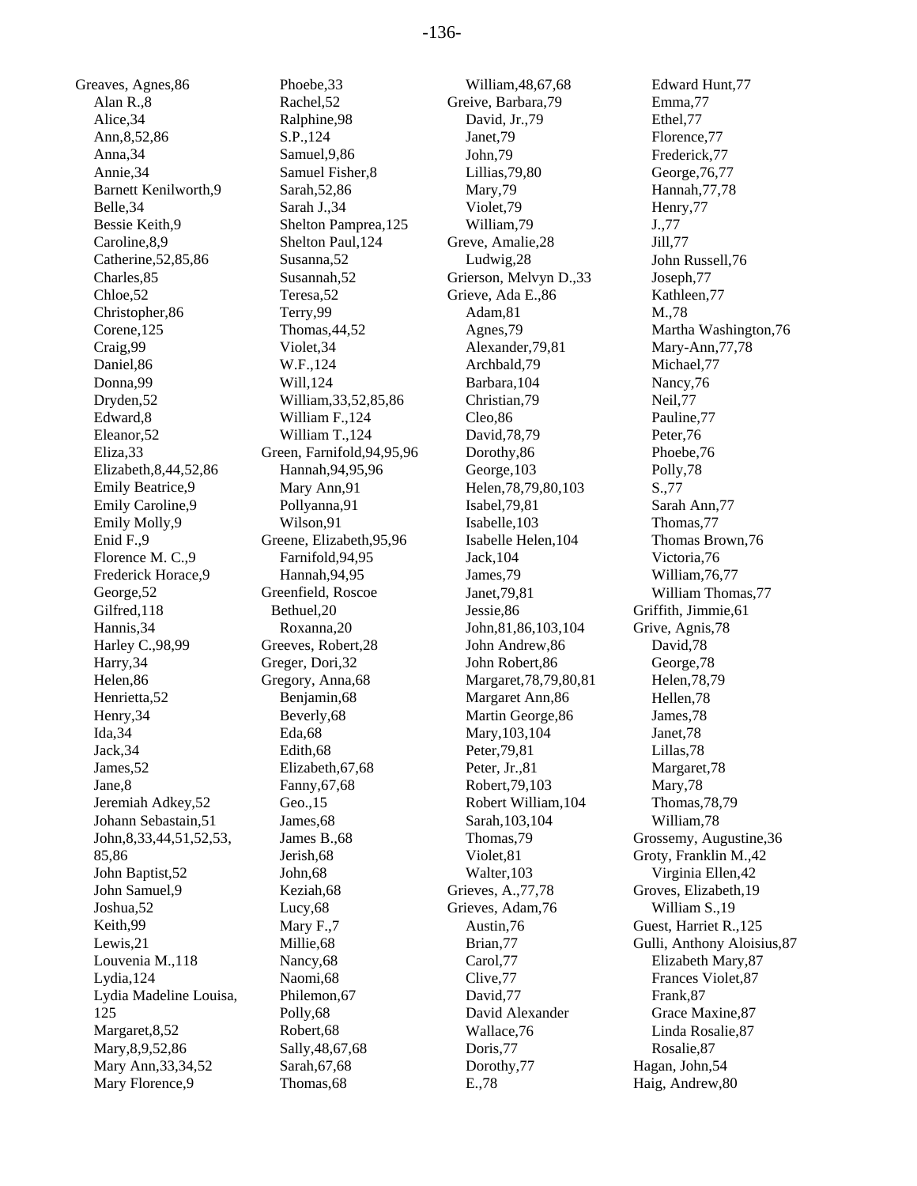Greaves, Agnes,86
Alan R.,8
Alice,34
Ann,8,52,86
Anna,34
Annie,34
Barnett Kenilworth,9
Belle,34
Bessie Keith,9
Caroline,8,9
Catherine,52,85,86
Charles,85
Chloe,52
Christopher,86
Corene,125
Craig,99
Daniel,86
Donna,99
Dryden,52
Edward,8
Eleanor,52
Eliza,33
Elizabeth,8,44,52,86
Emily Beatrice,9
Emily Caroline,9
Emily Molly,9
Enid F.,9
Florence M. C.,9
Frederick Horace,9
George,52
Gilfred,118
Hannis,34
Harley C.,98,99
Harry,34
Helen,86
Henrietta,52
Henry,34
Ida,34
Jack,34
James,52
Jane,8
Jeremiah Adkey,52
Johann Sebastain,51
John,8,33,44,51,52,53,
85,86
John Baptist,52
John Samuel,9
Joshua,52
Keith,99
Lewis,21
Louvenia M.,118
Lydia,124
Lydia Madeline Louisa,
125
Margaret,8,52
Mary,8,9,52,86
Mary Ann,33,34,52
Mary Florence,9
Phoebe,33
Rachel,52
Ralphine,98
S.P.,124
Samuel,9,86
Samuel Fisher,8
Sarah,52,86
Sarah J.,34
Shelton Pamprea,125
Shelton Paul,124
Susanna,52
Susannah,52
Teresa,52
Terry,99
Thomas,44,52
Violet,34
W.F.,124
Will,124
William,33,52,85,86
William F.,124
William T.,124
Green, Farnifold,94,95,96
Hannah,94,95,96
Mary Ann,91
Pollyanna,91
Wilson,91
Greene, Elizabeth,95,96
Farnifold,94,95
Hannah,94,95
Greenfield, Roscoe
Bethuel,20
Roxanna,20
Greeves, Robert,28
Greger, Dori,32
Gregory, Anna,68
Benjamin,68
Beverly,68
Eda,68
Edith,68
Elizabeth,67,68
Fanny,67,68
Geo.,15
James,68
James B.,68
Jerish,68
John,68
Keziah,68
Lucy,68
Mary F.,7
Millie,68
Nancy,68
Naomi,68
Philemon,67
Polly,68
Robert,68
Sally,48,67,68
Sarah,67,68
Thomas,68
William,48,67,68
Greive, Barbara,79
David, Jr.,79
Janet,79
John,79
Lillias,79,80
Mary,79
Violet,79
William,79
Greve, Amalie,28
Ludwig,28
Grierson, Melvyn D.,33
Grieve, Ada E.,86
Adam,81
Agnes,79
Alexander,79,81
Archbald,79
Barbara,104
Christian,79
Cleo,86
David,78,79
Dorothy,86
George,103
Helen,78,79,80,103
Isabel,79,81
Isabelle,103
Isabelle Helen,104
Jack,104
James,79
Janet,79,81
Jessie,86
John,81,86,103,104
John Andrew,86
John Robert,86
Margaret,78,79,80,81
Margaret Ann,86
Martin George,86
Mary,103,104
Peter,79,81
Peter, Jr.,81
Robert,79,103
Robert William,104
Sarah,103,104
Thomas,79
Violet,81
Walter,103
Grieves, A.,77,78
Grieves, Adam,76
Austin,76
Brian,77
Carol,77
Clive,77
David,77
David Alexander
Wallace,76
Doris,77
Dorothy,77
E.,78
Edward Hunt,77
Emma,77
Ethel,77
Florence,77
Frederick,77
George,76,77
Hannah,77,78
Henry,77
J.,77
Jill,77
John Russell,76
Joseph,77
Kathleen,77
M.,78
Martha Washington,76
Mary-Ann,77,78
Michael,77
Nancy,76
Neil,77
Pauline,77
Peter,76
Phoebe,76
Polly,78
S.,77
Sarah Ann,77
Thomas,77
Thomas Brown,76
Victoria,76
William,76,77
William Thomas,77
Griffith, Jimmie,61
Grive, Agnis,78
David,78
George,78
Helen,78,79
Hellen,78
James,78
Janet,78
Lillas,78
Margaret,78
Mary,78
Thomas,78,79
William,78
Grossemy, Augustine,36
Groty, Franklin M.,42
Virginia Ellen,42
Groves, Elizabeth,19
William S.,19
Guest, Harriet R.,125
Gulli, Anthony Aloisius,87
Elizabeth Mary,87
Frances Violet,87
Frank,87
Grace Maxine,87
Linda Rosalie,87
Rosalie,87
Hagan, John,54
Haig, Andrew,80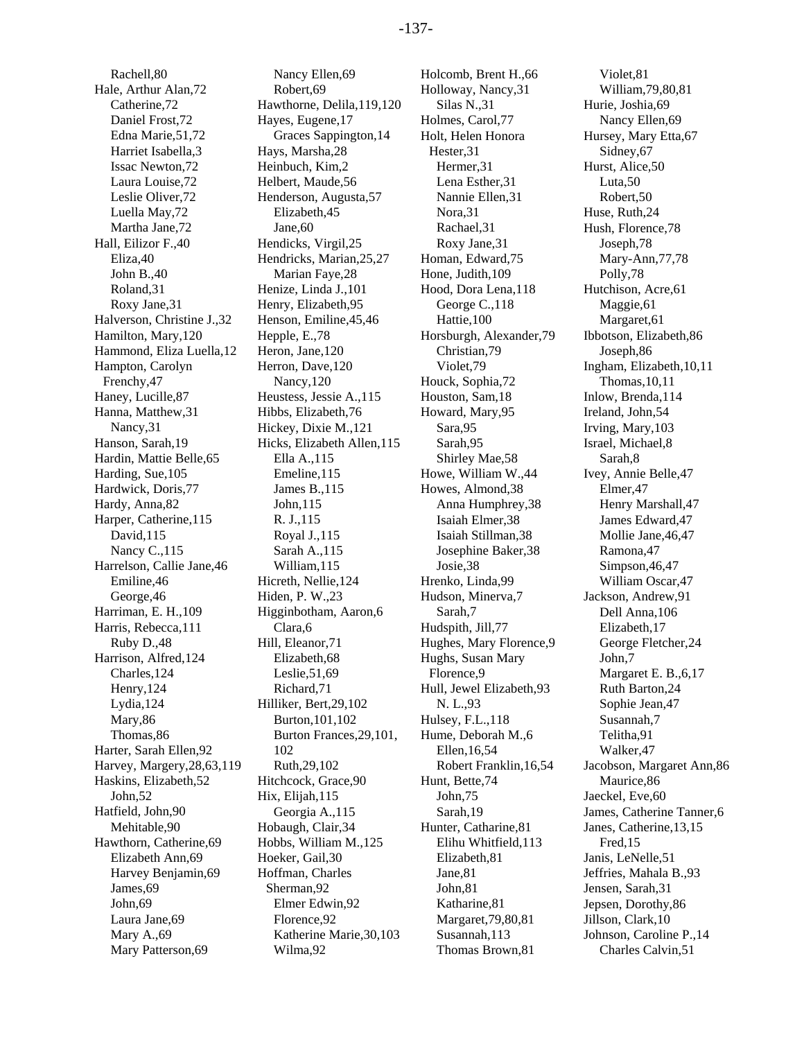Rachell,80
Hale, Arthur Alan,72
Catherine,72
Daniel Frost,72
Edna Marie,51,72
Harriet Isabella,3
Issac Newton,72
Laura Louise,72
Leslie Oliver,72
Luella May,72
Martha Jane,72
Hall, Eilizor F.,40
Eliza,40
John B.,40
Roland,31
Roxy Jane,31
Halverson, Christine J.,32
Hamilton, Mary,120
Hammond, Eliza Luella,12
Hampton, Carolyn Frenchy,47
Haney, Lucille,87
Hanna, Matthew,31
Nancy,31
Hanson, Sarah,19
Hardin, Mattie Belle,65
Harding, Sue,105
Hardwick, Doris,77
Hardy, Anna,82
Harper, Catherine,115
David,115
Nancy C.,115
Harrelson, Callie Jane,46
Emiline,46
George,46
Harriman, E. H.,109
Harris, Rebecca,111
Ruby D.,48
Harrison, Alfred,124
Charles,124
Henry,124
Lydia,124
Mary,86
Thomas,86
Harter, Sarah Ellen,92
Harvey, Margery,28,63,119
Haskins, Elizabeth,52
John,52
Hatfield, John,90
Mehitable,90
Hawthorn, Catherine,69
Elizabeth Ann,69
Harvey Benjamin,69
James,69
John,69
Laura Jane,69
Mary A.,69
Mary Patterson,69
Nancy Ellen,69
Robert,69
Hawthorne, Delila,119,120
Hayes, Eugene,17
Graces Sappington,14
Hays, Marsha,28
Heinbuch, Kim,2
Helbert, Maude,56
Henderson, Augusta,57
Elizabeth,45
Jane,60
Hendicks, Virgil,25
Hendricks, Marian,25,27
Marian Faye,28
Henize, Linda J.,101
Henry, Elizabeth,95
Henson, Emiline,45,46
Hepple, E.,78
Heron, Jane,120
Herron, Dave,120
Nancy,120
Heustess, Jessie A.,115
Hibbs, Elizabeth,76
Hickey, Dixie M.,121
Hicks, Elizabeth Allen,115
Ella A.,115
Emeline,115
James B.,115
John,115
R. J.,115
Royal J.,115
Sarah A.,115
William,115
Hicreth, Nellie,124
Hiden, P. W.,23
Higginbotham, Aaron,6
Clara,6
Hill, Eleanor,71
Elizabeth,68
Leslie,51,69
Richard,71
Hilliker, Bert,29,102
Burton,101,102
Burton Frances,29,101,102
Ruth,29,102
Hitchcock, Grace,90
Hix, Elijah,115
Georgia A.,115
Hobaugh, Clair,34
Hobbs, William M.,125
Hoeker, Gail,30
Hoffman, Charles Sherman,92
Elmer Edwin,92
Florence,92
Katherine Marie,30,103
Wilma,92
Holcomb, Brent H.,66
Holloway, Nancy,31
Silas N.,31
Holmes, Carol,77
Holt, Helen Honora Hester,31
Hermer,31
Lena Esther,31
Nannie Ellen,31
Nora,31
Rachael,31
Roxy Jane,31
Homan, Edward,75
Hone, Judith,109
Hood, Dora Lena,118
George C.,118
Hattie,100
Horsburgh, Alexander,79
Christian,79
Violet,79
Houck, Sophia,72
Houston, Sam,18
Howard, Mary,95
Sara,95
Sarah,95
Shirley Mae,58
Howe, William W.,44
Howes, Almond,38
Anna Humphrey,38
Isaiah Elmer,38
Isaiah Stillman,38
Josephine Baker,38
Josie,38
Hrenko, Linda,99
Hudson, Minerva,7
Sarah,7
Hudspith, Jill,77
Hughes, Mary Florence,9
Hughs, Susan Mary Florence,9
Hull, Jewel Elizabeth,93
N. L.,93
Hulsey, F.L.,118
Hume, Deborah M.,6
Ellen,16,54
Robert Franklin,16,54
Hunt, Bette,74
John,75
Sarah,19
Hunter, Catharine,81
Elihu Whitfield,113
Elizabeth,81
Jane,81
John,81
Katharine,81
Margaret,79,80,81
Susannah,113
Thomas Brown,81
Violet,81
William,79,80,81
Hurie, Joshia,69
Nancy Ellen,69
Hursey, Mary Etta,67
Sidney,67
Hurst, Alice,50
Luta,50
Robert,50
Huse, Ruth,24
Hush, Florence,78
Joseph,78
Mary-Ann,77,78
Polly,78
Hutchison, Acre,61
Maggie,61
Margaret,61
Ibbotson, Elizabeth,86
Joseph,86
Ingham, Elizabeth,10,11
Thomas,10,11
Inlow, Brenda,114
Ireland, John,54
Irving, Mary,103
Israel, Michael,8
Sarah,8
Ivey, Annie Belle,47
Elmer,47
Henry Marshall,47
James Edward,47
Mollie Jane,46,47
Ramona,47
Simpson,46,47
William Oscar,47
Jackson, Andrew,91
Dell Anna,106
Elizabeth,17
George Fletcher,24
John,7
Margaret E. B.,6,17
Ruth Barton,24
Sophie Jean,47
Susannah,7
Telitha,91
Walker,47
Jacobson, Margaret Ann,86
Maurice,86
Jaeckel, Eve,60
James, Catherine Tanner,6
Janes, Catherine,13,15
Fred,15
Janis, LeNelle,51
Jeffries, Mahala B.,93
Jensen, Sarah,31
Jepsen, Dorothy,86
Jillson, Clark,10
Johnson, Caroline P.,14
Charles Calvin,51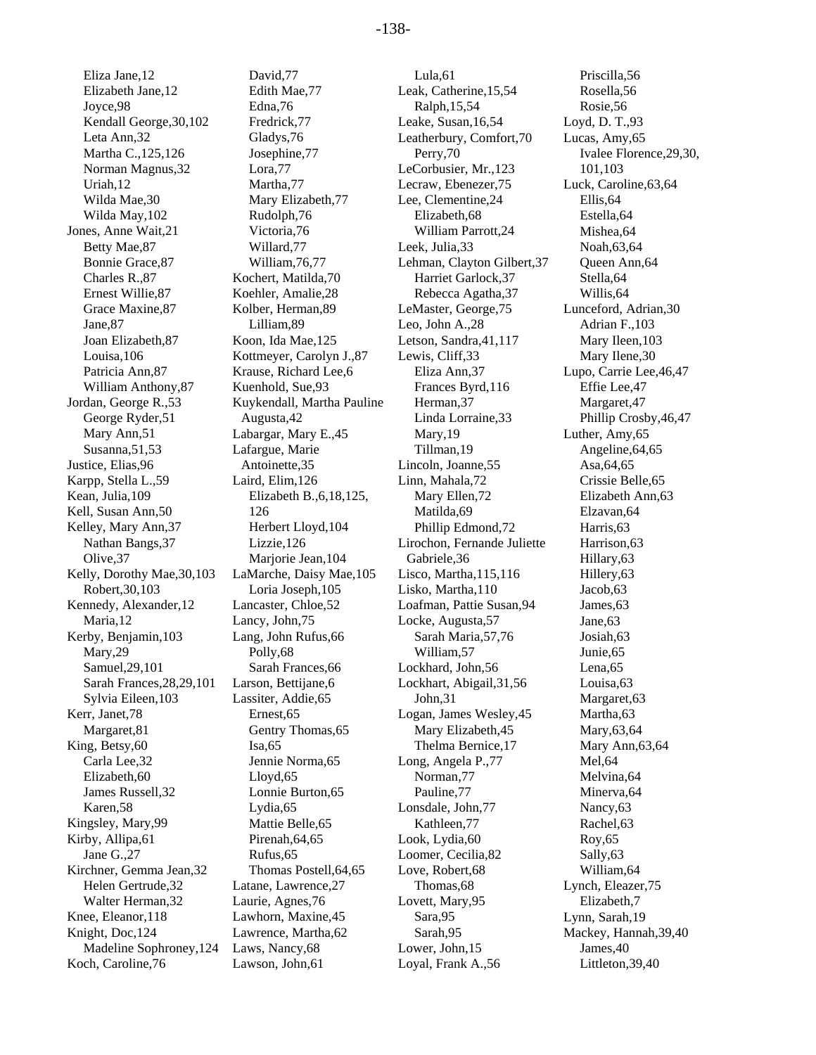Eliza Jane,12
Elizabeth Jane,12
Joyce,98
Kendall George,30,102
Leta Ann,32
Martha C.,125,126
Norman Magnus,32
Uriah,12
Wilda Mae,30
Wilda May,102
Jones, Anne Wait,21
Betty Mae,87
Bonnie Grace,87
Charles R.,87
Ernest Willie,87
Grace Maxine,87
Jane,87
Joan Elizabeth,87
Louisa,106
Patricia Ann,87
William Anthony,87
Jordan, George R.,53
George Ryder,51
Mary Ann,51
Susanna,51,53
Justice, Elias,96
Karpp, Stella L.,59
Kean, Julia,109
Kell, Susan Ann,50
Kelley, Mary Ann,37
Nathan Bangs,37
Olive,37
Kelly, Dorothy Mae,30,103
Robert,30,103
Kennedy, Alexander,12
Maria,12
Kerby, Benjamin,103
Mary,29
Samuel,29,101
Sarah Frances,28,29,101
Sylvia Eileen,103
Kerr, Janet,78
Margaret,81
King, Betsy,60
Carla Lee,32
Elizabeth,60
James Russell,32
Karen,58
Kingsley, Mary,99
Kirby, Allipa,61
Jane G.,27
Kirchner, Gemma Jean,32
Helen Gertrude,32
Walter Herman,32
Knee, Eleanor,118
Knight, Doc,124
Madeline Sophroney,124
Koch, Caroline,76
David,77
Edith Mae,77
Edna,76
Fredrick,77
Gladys,76
Josephine,77
Lora,77
Martha,77
Mary Elizabeth,77
Rudolph,76
Victoria,76
Willard,77
William,76,77
Kochert, Matilda,70
Koehler, Amalie,28
Kolber, Herman,89
Lilliam,89
Koon, Ida Mae,125
Kottmeyer, Carolyn J.,87
Krause, Richard Lee,6
Kuenhold, Sue,93
Kuykendall, Martha Pauline Augusta,42
Labargar, Mary E.,45
Lafargue, Marie Antoinette,35
Laird, Elim,126
Elizabeth B.,6,18,125,126
Herbert Lloyd,104
Lizzie,126
Marjorie Jean,104
LaMarche, Daisy Mae,105
Loria Joseph,105
Lancaster, Chloe,52
Lancy, John,75
Lang, John Rufus,66
Polly,68
Sarah Frances,66
Larson, Bettijane,6
Lassiter, Addie,65
Ernest,65
Gentry Thomas,65
Isa,65
Jennie Norma,65
Lloyd,65
Lonnie Burton,65
Lydia,65
Mattie Belle,65
Pirenah,64,65
Rufus,65
Thomas Postell,64,65
Latane, Lawrence,27
Laurie, Agnes,76
Lawhorn, Maxine,45
Lawrence, Martha,62
Laws, Nancy,68
Lawson, John,61
Lula,61
Leak, Catherine,15,54
Ralph,15,54
Leake, Susan,16,54
Leatherbury, Comfort,70
Perry,70
LeCorbusier, Mr.,123
Lecraw, Ebenezer,75
Lee, Clementine,24
Elizabeth,68
William Parrott,24
Leek, Julia,33
Lehman, Clayton Gilbert,37
Harriet Garlock,37
Rebecca Agatha,37
LeMaster, George,75
Leo, John A.,28
Letson, Sandra,41,117
Lewis, Cliff,33
Eliza Ann,37
Frances Byrd,116
Herman,37
Linda Lorraine,33
Mary,19
Tillman,19
Lincoln, Joanne,55
Linn, Mahala,72
Mary Ellen,72
Matilda,69
Phillip Edmond,72
Lirochon, Fernande Juliette Gabriele,36
Lisco, Martha,115,116
Lisko, Martha,110
Loafman, Pattie Susan,94
Locke, Augusta,57
Sarah Maria,57,76
William,57
Lockhard, John,56
Lockhart, Abigail,31,56
John,31
Logan, James Wesley,45
Mary Elizabeth,45
Thelma Bernice,17
Long, Angela P.,77
Norman,77
Pauline,77
Lonsdale, John,77
Kathleen,77
Look, Lydia,60
Loomer, Cecilia,82
Love, Robert,68
Thomas,68
Lovett, Mary,95
Sara,95
Sarah,95
Lower, John,15
Loyal, Frank A.,56
Priscilla,56
Rosella,56
Rosie,56
Loyd, D. T.,93
Lucas, Amy,65
Ivalee Florence,29,30,101,103
Luck, Caroline,63,64
Ellis,64
Estella,64
Mishea,64
Noah,63,64
Queen Ann,64
Stella,64
Willis,64
Lunceford, Adrian,30
Adrian F.,103
Mary Ileen,103
Mary Ilene,30
Lupo, Carrie Lee,46,47
Effie Lee,47
Margaret,47
Phillip Crosby,46,47
Luther, Amy,65
Angeline,64,65
Asa,64,65
Crissie Belle,65
Elizabeth Ann,63
Elzavan,64
Harris,63
Harrison,63
Hillary,63
Hillery,63
Jacob,63
James,63
Jane,63
Josiah,63
Junie,65
Lena,65
Louisa,63
Margaret,63
Martha,63
Mary,63,64
Mary Ann,63,64
Mel,64
Melvina,64
Minerva,64
Nancy,63
Rachel,63
Roy,65
Sally,63
William,64
Lynch, Eleazer,75
Elizabeth,7
Lynn, Sarah,19
Mackey, Hannah,39,40
James,40
Littleton,39,40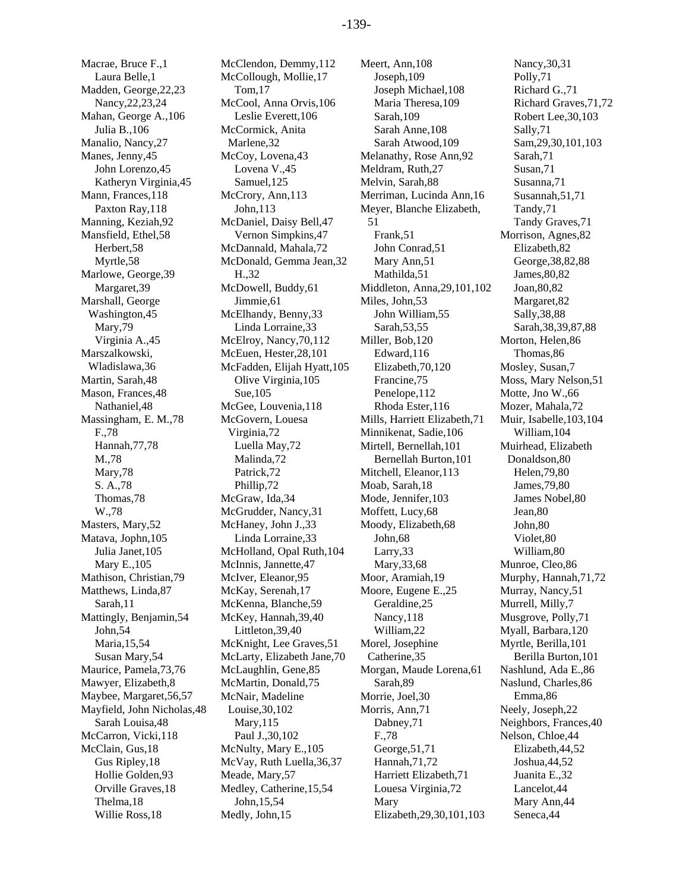Macrae, Bruce F.,1
  Laura Belle,1
Madden, George,22,23
  Nancy,22,23,24
Mahan, George A.,106
  Julia B.,106
Manalio, Nancy,27
Manes, Jenny,45
  John Lorenzo,45
  Katheryn Virginia,45
Mann, Frances,118
  Paxton Ray,118
Manning, Keziah,92
Mansfield, Ethel,58
  Herbert,58
  Myrtle,58
Marlowe, George,39
  Margaret,39
Marshall, George Washington,45
  Mary,79
  Virginia A.,45
Marszalkowski, Wladislawa,36
Martin, Sarah,48
Mason, Frances,48
  Nathaniel,48
Massingham, E. M.,78
  F.,78
  Hannah,77,78
  M.,78
  Mary,78
  S. A.,78
  Thomas,78
  W.,78
Masters, Mary,52
Matava, Jophn,105
  Julia Janet,105
  Mary E.,105
Mathison, Christian,79
Matthews, Linda,87
  Sarah,11
Mattingly, Benjamin,54
  John,54
  Maria,15,54
  Susan Mary,54
Maurice, Pamela,73,76
Mawyer, Elizabeth,8
Maybee, Margaret,56,57
Mayfield, John Nicholas,48
  Sarah Louisa,48
McCarron, Vicki,118
McClain, Gus,18
  Gus Ripley,18
  Hollie Golden,93
  Orville Graves,18
  Thelma,18
  Willie Ross,18
McClendon, Demmy,112
McCollough, Mollie,17
  Tom,17
McCool, Anna Orvis,106
  Leslie Everett,106
McCormick, Anita Marlene,32
McCoy, Lovena,43
  Lovena V.,45
  Samuel,125
McCrory, Ann,113
  John,113
McDaniel, Daisy Bell,47
  Vernon Simpkins,47
McDannald, Mahala,72
McDonald, Gemma Jean,32
  H.,32
McDowell, Buddy,61
  Jimmie,61
McElhandy, Benny,33
  Linda Lorraine,33
McElroy, Nancy,70,112
McEuen, Hester,28,101
McFadden, Elijah Hyatt,105
  Olive Virginia,105
  Sue,105
McGee, Louvenia,118
McGovern, Louesa Virginia,72
  Luella May,72
  Malinda,72
  Patrick,72
  Phillip,72
McGraw, Ida,34
McGrudder, Nancy,31
McHaney, John J.,33
  Linda Lorraine,33
McHolland, Opal Ruth,104
McInnis, Jannette,47
McIver, Eleanor,95
McKay, Serenah,17
McKenna, Blanche,59
McKey, Hannah,39,40
  Littleton,39,40
McKnight, Lee Graves,51
McLarty, Elizabeth Jane,70
McLaughlin, Gene,85
McMartin, Donald,75
McNair, Madeline Louise,30,102
  Mary,115
  Paul J.,30,102
McNulty, Mary E.,105
McVay, Ruth Luella,36,37
Meade, Mary,57
Medley, Catherine,15,54
  John,15,54
Medly, John,15
Meert, Ann,108
  Joseph,109
  Joseph Michael,108
  Maria Theresa,109
  Sarah,109
  Sarah Anne,108
  Sarah Atwood,109
Melanathy, Rose Ann,92
Meldram, Ruth,27
Melvin, Sarah,88
Merriman, Lucinda Ann,16
Meyer, Blanche Elizabeth, 51
  Frank,51
  John Conrad,51
  Mary Ann,51
  Mathilda,51
Middleton, Anna,29,101,102
Miles, John,53
  John William,55
  Sarah,53,55
Miller, Bob,120
  Edward,116
  Elizabeth,70,120
  Francine,75
  Penelope,112
  Rhoda Ester,116
Mills, Harriett Elizabeth,71
Minnikenat, Sadie,106
Mirtell, Bernellah,101
  Bernellah Burton,101
Mitchell, Eleanor,113
Moab, Sarah,18
Mode, Jennifer,103
Moffett, Lucy,68
Moody, Elizabeth,68
  John,68
  Larry,33
  Mary,33,68
Moor, Aramiah,19
Moore, Eugene E.,25
  Geraldine,25
  Nancy,118
  William,22
Morel, Josephine Catherine,35
Morgan, Maude Lorena,61
  Sarah,89
Morrie, Joel,30
Morris, Ann,71
  Dabney,71
  F.,78
  George,51,71
  Hannah,71,72
  Harriett Elizabeth,71
  Louesa Virginia,72
  Mary Elizabeth,29,30,101,103
  Nancy,30,31
  Polly,71
  Richard G.,71
  Richard Graves,71,72
  Robert Lee,30,103
  Sally,71
  Sam,29,30,101,103
  Sarah,71
  Susan,71
  Susanna,71
  Susannah,51,71
  Tandy,71
  Tandy Graves,71
Morrison, Agnes,82
  Elizabeth,82
  George,38,82,88
  James,80,82
  Joan,80,82
  Margaret,82
  Sally,38,88
  Sarah,38,39,87,88
Morton, Helen,86
  Thomas,86
Mosley, Susan,7
Moss, Mary Nelson,51
Motte, Jno W.,66
Mozer, Mahala,72
Muir, Isabelle,103,104
  William,104
Muirhead, Elizabeth Donaldson,80
  Helen,79,80
  James,79,80
  James Nobel,80
  Jean,80
  John,80
  Violet,80
  William,80
Munroe, Cleo,86
Murphy, Hannah,71,72
Murray, Nancy,51
Murrell, Milly,7
Musgrove, Polly,71
Myall, Barbara,120
Myrtle, Berilla,101
  Berilla Burton,101
Nashlund, Ada E.,86
Naslund, Charles,86
  Emma,86
Neely, Joseph,22
Neighbors, Frances,40
Nelson, Chloe,44
  Elizabeth,44,52
  Joshua,44,52
  Juanita E.,32
  Lancelot,44
  Mary Ann,44
  Seneca,44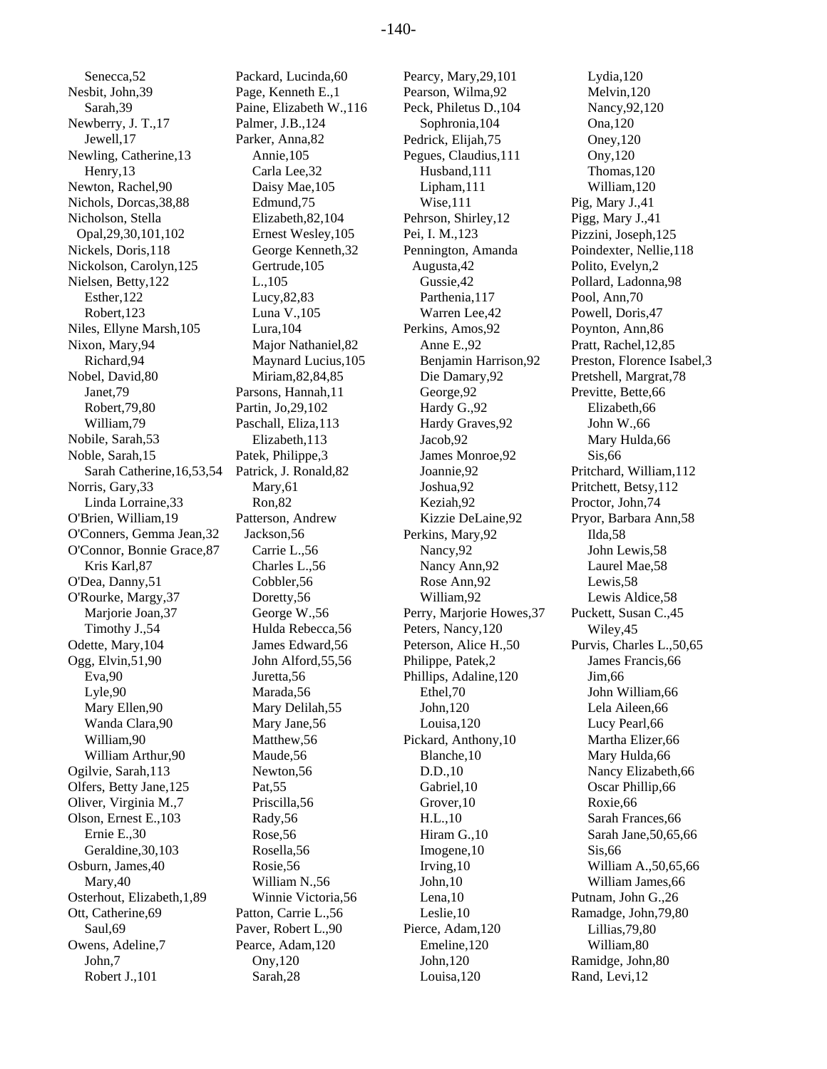Senecca,52
Nesbit, John,39
Sarah,39
Newberry, J. T.,17
Jewell,17
Newling, Catherine,13
Henry,13
Newton, Rachel,90
Nichols, Dorcas,38,88
Nicholson, Stella Opal,29,30,101,102
Nickels, Doris,118
Nickolson, Carolyn,125
Nielsen, Betty,122
Esther,122
Robert,123
Niles, Ellyne Marsh,105
Nixon, Mary,94
Richard,94
Nobel, David,80
Janet,79
Robert,79,80
William,79
Nobile, Sarah,53
Noble, Sarah,15
Sarah Catherine,16,53,54
Norris, Gary,33
Linda Lorraine,33
O'Brien, William,19
O'Conners, Gemma Jean,32
O'Connor, Bonnie Grace,87
Kris Karl,87
O'Dea, Danny,51
O'Rourke, Margy,37
Marjorie Joan,37
Timothy J.,54
Odette, Mary,104
Ogg, Elvin,51,90
Eva,90
Lyle,90
Mary Ellen,90
Wanda Clara,90
William,90
William Arthur,90
Ogilvie, Sarah,113
Olfers, Betty Jane,125
Oliver, Virginia M.,7
Olson, Ernest E.,103
Ernie E.,30
Geraldine,30,103
Osburn, James,40
Mary,40
Osterhout, Elizabeth,1,89
Ott, Catherine,69
Saul,69
Owens, Adeline,7
John,7
Robert J.,101

Packard, Lucinda,60
Page, Kenneth E.,1
Paine, Elizabeth W.,116
Palmer, J.B.,124
Parker, Anna,82
Annie,105
Carla Lee,32
Daisy Mae,105
Edmund,75
Elizabeth,82,104
Ernest Wesley,105
George Kenneth,32
Gertrude,105
L.,105
Lucy,82,83
Luna V.,105
Lura,104
Major Nathaniel,82
Maynard Lucius,105
Miriam,82,84,85
Parsons, Hannah,11
Partin, Jo,29,102
Paschall, Eliza,113
Elizabeth,113
Patek, Philippe,3
Patrick, J. Ronald,82
Mary,61
Ron,82
Patterson, Andrew Jackson,56
Carrie L.,56
Charles L.,56
Cobbler,56
Doretty,56
George W.,56
Hulda Rebecca,56
James Edward,56
John Alford,55,56
Juretta,56
Marada,56
Mary Delilah,55
Mary Jane,56
Matthew,56
Maude,56
Newton,56
Pat,55
Priscilla,56
Rady,56
Rose,56
Rosella,56
Rosie,56
William N.,56
Winnie Victoria,56
Patton, Carrie L.,56
Paver, Robert L.,90
Pearce, Adam,120
Ony,120
Sarah,28

Pearcy, Mary,29,101
Pearson, Wilma,92
Peck, Philetus D.,104
Sophronia,104
Pedrick, Elijah,75
Pegues, Claudius,111
Husband,111
Lipham,111
Wise,111
Pehrson, Shirley,12
Pei, I. M.,123
Pennington, Amanda Augusta,42
Gussie,42
Parthenia,117
Warren Lee,42
Perkins, Amos,92
Anne E.,92
Benjamin Harrison,92
Die Damary,92
George,92
Hardy G.,92
Hardy Graves,92
Jacob,92
James Monroe,92
Joannie,92
Joshua,92
Keziah,92
Kizzie DeLaine,92
Perkins, Mary,92
Nancy,92
Nancy Ann,92
Rose Ann,92
William,92
Perry, Marjorie Howes,37
Peters, Nancy,120
Peterson, Alice H.,50
Philippe, Patek,2
Phillips, Adaline,120
Ethel,70
John,120
Louisa,120
Pickard, Anthony,10
Blanche,10
D.D.,10
Gabriel,10
Grover,10
H.L.,10
Hiram G.,10
Imogene,10
Irving,10
John,10
Lena,10
Leslie,10
Pierce, Adam,120
Emeline,120
John,120
Louisa,120

Lydia,120
Melvin,120
Nancy,92,120
Ona,120
Oney,120
Ony,120
Thomas,120
William,120
Pig, Mary J.,41
Pigg, Mary J.,41
Pizzini, Joseph,125
Poindexter, Nellie,118
Polito, Evelyn,2
Pollard, Ladonna,98
Pool, Ann,70
Powell, Doris,47
Poynton, Ann,86
Pratt, Rachel,12,85
Preston, Florence Isabel,3
Pretshell, Margrat,78
Previtte, Bette,66
Elizabeth,66
John W.,66
Mary Hulda,66
Sis,66
Pritchard, William,112
Pritchett, Betsy,112
Proctor, John,74
Pryor, Barbara Ann,58
Ilda,58
John Lewis,58
Laurel Mae,58
Lewis,58
Lewis Aldice,58
Puckett, Susan C.,45
Wiley,45
Purvis, Charles L.,50,65
James Francis,66
Jim,66
John William,66
Lela Aileen,66
Lucy Pearl,66
Martha Elizer,66
Mary Hulda,66
Nancy Elizabeth,66
Oscar Phillip,66
Roxie,66
Sarah Frances,66
Sarah Jane,50,65,66
Sis,66
William A.,50,65,66
William James,66
Putnam, John G.,26
Ramadge, John,79,80
Lillias,79,80
William,80
Ramidge, John,80
Rand, Levi,12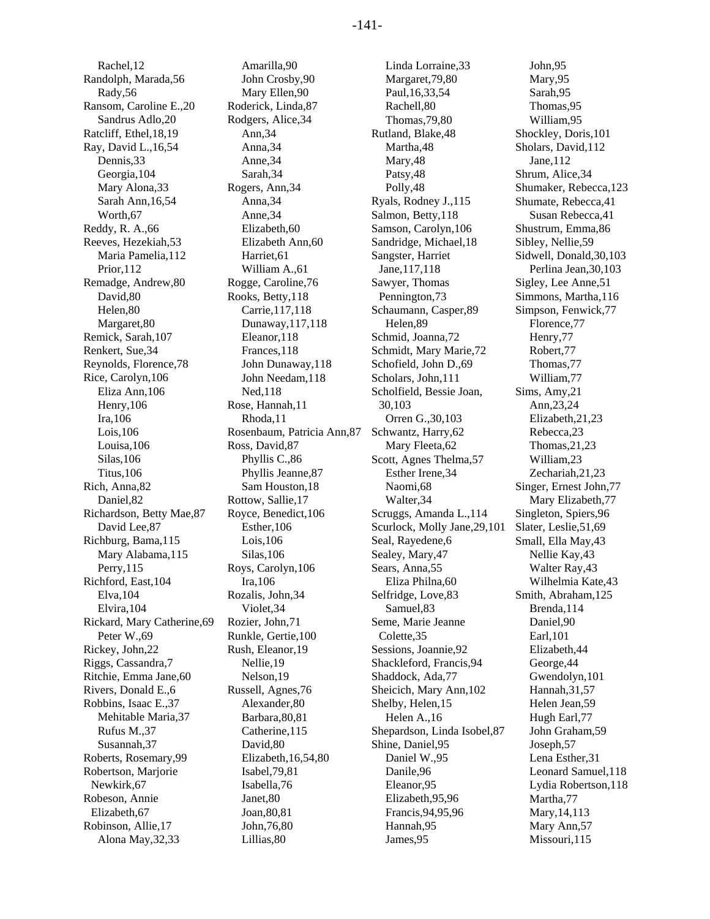Rachel,12
Randolph, Marada,56
Rady,56
Ransom, Caroline E.,20
Sandrus Adlo,20
Ratcliff, Ethel,18,19
Ray, David L.,16,54
Dennis,33
Georgia,104
Mary Alona,33
Sarah Ann,16,54
Worth,67
Reddy, R. A.,66
Reeves, Hezekiah,53
Maria Pamelia,112
Prior,112
Remadge, Andrew,80
David,80
Helen,80
Margaret,80
Remick, Sarah,107
Renkert, Sue,34
Reynolds, Florence,78
Rice, Carolyn,106
Eliza Ann,106
Henry,106
Ira,106
Lois,106
Louisa,106
Silas,106
Titus,106
Rich, Anna,82
Daniel,82
Richardson, Betty Mae,87
David Lee,87
Richburg, Bama,115
Mary Alabama,115
Perry,115
Richford, East,104
Elva,104
Elvira,104
Rickard, Mary Catherine,69
Peter W.,69
Rickey, John,22
Riggs, Cassandra,7
Ritchie, Emma Jane,60
Rivers, Donald E.,6
Robbins, Isaac E.,37
Mehitable Maria,37
Rufus M.,37
Susannah,37
Roberts, Rosemary,99
Robertson, Marjorie Newkirk,67
Robeson, Annie Elizabeth,67
Robinson, Allie,17
Alona May,32,33
Amarilla,90
John Crosby,90
Mary Ellen,90
Roderick, Linda,87
Rodgers, Alice,34
Ann,34
Anna,34
Anne,34
Sarah,34
Rogers, Ann,34
Anna,34
Anne,34
Elizabeth,60
Elizabeth Ann,60
Harriet,61
William A.,61
Rogge, Caroline,76
Rooks, Betty,118
Carrie,117,118
Dunaway,117,118
Eleanor,118
Frances,118
John Dunaway,118
John Needam,118
Ned,118
Rose, Hannah,11
Rhoda,11
Rosenbaum, Patricia Ann,87
Ross, David,87
Phyllis C.,86
Phyllis Jeanne,87
Sam Houston,18
Rottow, Sallie,17
Royce, Benedict,106
Esther,106
Lois,106
Silas,106
Roys, Carolyn,106
Ira,106
Rozalis, John,34
Violet,34
Rozier, John,71
Runkle, Gertie,100
Rush, Eleanor,19
Nellie,19
Nelson,19
Russell, Agnes,76
Alexander,80
Barbara,80,81
Catherine,115
David,80
Elizabeth,16,54,80
Isabel,79,81
Isabella,76
Janet,80
Joan,80,81
John,76,80
Lillias,80
Linda Lorraine,33
Margaret,79,80
Paul,16,33,54
Rachell,80
Thomas,79,80
Rutland, Blake,48
Martha,48
Mary,48
Patsy,48
Polly,48
Ryals, Rodney J.,115
Salmon, Betty,118
Samson, Carolyn,106
Sandridge, Michael,18
Sangster, Harriet Jane,117,118
Sawyer, Thomas Pennington,73
Schaumann, Casper,89
Helen,89
Schmid, Joanna,72
Schmidt, Mary Marie,72
Schofield, John D.,69
Scholars, John,111
Scholfield, Bessie Joan, 30,103
Orren G.,30,103
Schwantz, Harry,62
Mary Fleeta,62
Scott, Agnes Thelma,57
Esther Irene,34
Naomi,68
Walter,34
Scruggs, Amanda L.,114
Scurlock, Molly Jane,29,101
Seal, Rayedene,6
Sealey, Mary,47
Sears, Anna,55
Eliza Philna,60
Selfridge, Love,83
Samuel,83
Seme, Marie Jeanne Colette,35
Sessions, Joannie,92
Shackleford, Francis,94
Shaddock, Ada,77
Sheicich, Mary Ann,102
Shelby, Helen,15
Helen A.,16
Shepardson, Linda Isobel,87
Shine, Daniel,95
Daniel W.,95
Danile,96
Eleanor,95
Elizabeth,95,96
Francis,94,95,96
Hannah,95
James,95
John,95
Mary,95
Sarah,95
Thomas,95
William,95
Shockley, Doris,101
Sholars, David,112
Jane,112
Shrum, Alice,34
Shumaker, Rebecca,123
Shumate, Rebecca,41
Susan Rebecca,41
Shustrum, Emma,86
Sibley, Nellie,59
Sidwell, Donald,30,103
Perlina Jean,30,103
Sigley, Lee Anne,51
Simmons, Martha,116
Simpson, Fenwick,77
Florence,77
Henry,77
Robert,77
Thomas,77
William,77
Sims, Amy,21
Ann,23,24
Elizabeth,21,23
Rebecca,23
Thomas,21,23
William,23
Zechariah,21,23
Singer, Ernest John,77
Mary Elizabeth,77
Singleton, Spiers,96
Slater, Leslie,51,69
Small, Ella May,43
Nellie Kay,43
Walter Ray,43
Wilhelmia Kate,43
Smith, Abraham,125
Brenda,114
Daniel,90
Earl,101
Elizabeth,44
George,44
Gwendolyn,101
Hannah,31,57
Helen Jean,59
Hugh Earl,77
John Graham,59
Joseph,57
Lena Esther,31
Leonard Samuel,118
Lydia Robertson,118
Martha,77
Mary,14,113
Mary Ann,57
Missouri,115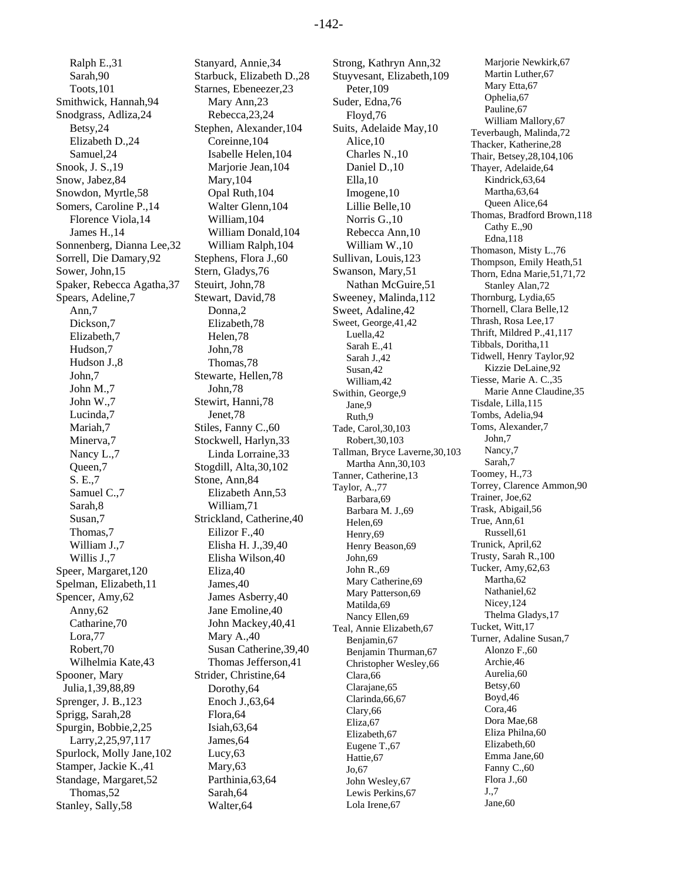Ralph E.,31
Sarah,90
Toots,101
Smithwick, Hannah,94
Snodgrass, Adliza,24
Betsy,24
Elizabeth D.,24
Samuel,24
Snook, J. S.,19
Snow, Jabez,84
Snowdon, Myrtle,58
Somers, Caroline P.,14
Florence Viola,14
James H.,14
Sonnenberg, Dianna Lee,32
Sorrell, Die Damary,92
Sower, John,15
Spaker, Rebecca Agatha,37
Spears, Adeline,7
Ann,7
Dickson,7
Elizabeth,7
Hudson,7
Hudson J.,8
John,7
John M.,7
John W.,7
Lucinda,7
Mariah,7
Minerva,7
Nancy L.,7
Queen,7
S. E.,7
Samuel C.,7
Sarah,8
Susan,7
Thomas,7
William J.,7
Willis J.,7
Speer, Margaret,120
Spelman, Elizabeth,11
Spencer, Amy,62
Anny,62
Catharine,70
Lora,77
Robert,70
Wilhelmia Kate,43
Spooner, Mary Julia,1,39,88,89
Sprenger, J. B.,123
Sprigg, Sarah,28
Spurgin, Bobbie,2,25
Larry,2,25,97,117
Spurlock, Molly Jane,102
Stamper, Jackie K.,41
Standage, Margaret,52
Thomas,52
Stanley, Sally,58
Stanyard, Annie,34
Starbuck, Elizabeth D.,28
Starnes, Ebeneezer,23
Mary Ann,23
Rebecca,23,24
Stephen, Alexander,104
Coreinne,104
Isabelle Helen,104
Marjorie Jean,104
Mary,104
Opal Ruth,104
Walter Glenn,104
William,104
William Donald,104
William Ralph,104
Stephens, Flora J.,60
Stern, Gladys,76
Steuirt, John,78
Stewart, David,78
Donna,2
Elizabeth,78
Helen,78
John,78
Thomas,78
Stewarte, Hellen,78
John,78
Stewirt, Hanni,78
Jenet,78
Stiles, Fanny C.,60
Stockwell, Harlyn,33
Linda Lorraine,33
Stogdill, Alta,30,102
Stone, Ann,84
Elizabeth Ann,53
William,71
Strickland, Catherine,40
Eilizor F.,40
Elisha H. J.,39,40
Elisha Wilson,40
Eliza,40
James,40
James Asberry,40
Jane Emoline,40
John Mackey,40,41
Mary A.,40
Susan Catherine,39,40
Thomas Jefferson,41
Strider, Christine,64
Dorothy,64
Enoch J.,63,64
Flora,64
Isiah,63,64
James,64
Lucy,63
Mary,63
Parthinia,63,64
Sarah,64
Walter,64
Strong, Kathryn Ann,32
Stuyvesant, Elizabeth,109
Peter,109
Suder, Edna,76
Floyd,76
Suits, Adelaide May,10
Alice,10
Charles N.,10
Daniel D.,10
Ella,10
Imogene,10
Lillie Belle,10
Norris G.,10
Rebecca Ann,10
William W.,10
Sullivan, Louis,123
Swanson, Mary,51
Nathan McGuire,51
Sweeney, Malinda,112
Sweet, Adaline,42
Sweet, George,41,42
Luella,42
Sarah E.,41
Sarah J.,42
Susan,42
William,42
Swithin, George,9
Jane,9
Ruth,9
Tade, Carol,30,103
Robert,30,103
Tallman, Bryce Laverne,30,103
Martha Ann,30,103
Tanner, Catherine,13
Taylor, A.,77
Barbara,69
Barbara M. J.,69
Helen,69
Henry,69
Henry Beason,69
John,69
John R.,69
Mary Catherine,69
Mary Patterson,69
Matilda,69
Nancy Ellen,69
Teal, Annie Elizabeth,67
Benjamin,67
Benjamin Thurman,67
Christopher Wesley,66
Clara,66
Clarajane,65
Clarinda,66,67
Clary,66
Eliza,67
Elizabeth,67
Eugene T.,67
Hattie,67
Jo,67
John Wesley,67
Lewis Perkins,67
Lola Irene,67
Marjorie Newkirk,67
Martin Luther,67
Mary Etta,67
Ophelia,67
Pauline,67
William Mallory,67
Teverbaugh, Malinda,72
Thacker, Katherine,28
Thair, Betsey,28,104,106
Thayer, Adelaide,64
Kindrick,63,64
Martha,63,64
Queen Alice,64
Thomas, Bradford Brown,118
Cathy E.,90
Edna,118
Thomason, Misty L.,76
Thompson, Emily Heath,51
Thorn, Edna Marie,51,71,72
Stanley Alan,72
Thornburg, Lydia,65
Thornell, Clara Belle,12
Thrash, Rosa Lee,17
Thrift, Mildred P.,41,117
Tibbals, Doritha,11
Tidwell, Henry Taylor,92
Kizzie DeLaine,92
Tiesse, Marie A. C.,35
Marie Anne Claudine,35
Tisdale, Lilla,115
Tombs, Adelia,94
Toms, Alexander,7
John,7
Nancy,7
Sarah,7
Toomey, H.,73
Torrey, Clarence Ammon,90
Trainer, Joe,62
Trask, Abigail,56
True, Ann,61
Russell,61
Trunick, April,62
Trusty, Sarah R.,100
Tucker, Amy,62,63
Martha,62
Nathaniel,62
Nicey,124
Thelma Gladys,17
Tucket, Witt,17
Turner, Adaline Susan,7
Alonzo F.,60
Archie,46
Aurelia,60
Betsy,60
Boyd,46
Cora,46
Dora Mae,68
Eliza Philna,60
Elizabeth,60
Emma Jane,60
Fanny C.,60
Flora J.,60
J.,7
Jane,60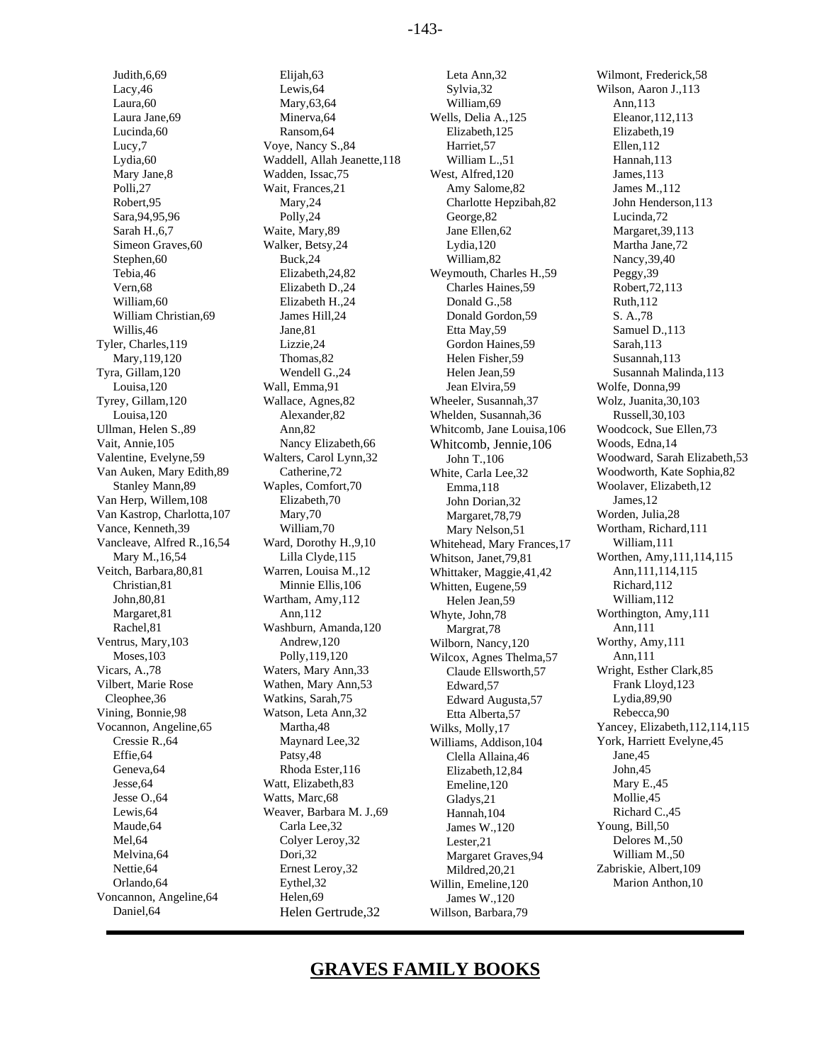Judith,6,69
Lacy,46
Laura,60
Laura Jane,69
Lucinda,60
Lucy,7
Lydia,60
Mary Jane,8
Polli,27
Robert,95
Sara,94,95,96
Sarah H.,6,7
Simeon Graves,60
Stephen,60
Tebia,46
Vern,68
William,60
William Christian,69
Willis,46
Tyler, Charles,119
Mary,119,120
Tyra, Gillam,120
Louisa,120
Tyrey, Gillam,120
Louisa,120
Ullman, Helen S.,89
Vait, Annie,105
Valentine, Evelyne,59
Van Auken, Mary Edith,89
Stanley Mann,89
Van Herp, Willem,108
Van Kastrop, Charlotta,107
Vance, Kenneth,39
Vancleave, Alfred R.,16,54
Mary M.,16,54
Veitch, Barbara,80,81
Christian,81
John,80,81
Margaret,81
Rachel,81
Ventrus, Mary,103
Moses,103
Vicars, A.,78
Vilbert, Marie Rose Cleophee,36
Vining, Bonnie,98
Vocannon, Angeline,65
Cressie R.,64
Effie,64
Geneva,64
Jesse,64
Jesse O.,64
Lewis,64
Maude,64
Mel,64
Melvina,64
Nettie,64
Orlando,64
Voncannon, Angeline,64
Daniel,64
Elijah,63
Lewis,64
Mary,63,64
Minerva,64
Ransom,64
Voye, Nancy S.,84
Waddell, Allah Jeanette,118
Wadden, Issac,75
Wait, Frances,21
Mary,24
Polly,24
Waite, Mary,89
Walker, Betsy,24
Buck,24
Elizabeth,24,82
Elizabeth D.,24
Elizabeth H.,24
James Hill,24
Jane,81
Lizzie,24
Thomas,82
Wendell G.,24
Wall, Emma,91
Wallace, Agnes,82
Alexander,82
Ann,82
Nancy Elizabeth,66
Walters, Carol Lynn,32
Catherine,72
Waples, Comfort,70
Elizabeth,70
Mary,70
William,70
Ward, Dorothy H.,9,10
Lilla Clyde,115
Warren, Louisa M.,12
Minnie Ellis,106
Wartham, Amy,112
Ann,112
Washburn, Amanda,120
Andrew,120
Polly,119,120
Waters, Mary Ann,33
Wathen, Mary Ann,53
Watkins, Sarah,75
Watson, Leta Ann,32
Martha,48
Maynard Lee,32
Patsy,48
Rhoda Ester,116
Watt, Elizabeth,83
Watts, Marc,68
Weaver, Barbara M. J.,69
Carla Lee,32
Colyer Leroy,32
Dori,32
Ernest Leroy,32
Eythel,32
Helen,69
Helen Gertrude,32
Leta Ann,32
Sylvia,32
William,69
Wells, Delia A.,125
Elizabeth,125
Harriet,57
William L.,51
West, Alfred,120
Amy Salome,82
Charlotte Hepzibah,82
George,82
Jane Ellen,62
Lydia,120
William,82
Weymouth, Charles H.,59
Charles Haines,59
Donald G.,58
Donald Gordon,59
Etta May,59
Gordon Haines,59
Helen Fisher,59
Helen Jean,59
Jean Elvira,59
Wheeler, Susannah,37
Whelden, Susannah,36
Whitcomb, Jane Louisa,106
Whitcomb, Jennie,106
John T.,106
White, Carla Lee,32
Emma,118
John Dorian,32
Margaret,78,79
Mary Nelson,51
Whitehead, Mary Frances,17
Whitson, Janet,79,81
Whittaker, Maggie,41,42
Whitten, Eugene,59
Helen Jean,59
Whyte, John,78
Margrat,78
Wilborn, Nancy,120
Wilcox, Agnes Thelma,57
Claude Ellsworth,57
Edward,57
Edward Augusta,57
Etta Alberta,57
Wilks, Molly,17
Williams, Addison,104
Clella Allaina,46
Elizabeth,12,84
Emeline,120
Gladys,21
Hannah,104
James W.,120
Lester,21
Margaret Graves,94
Mildred,20,21
Willin, Emeline,120
James W.,120
Willson, Barbara,79
Wilmont, Frederick,58
Wilson, Aaron J.,113
Ann,113
Eleanor,112,113
Elizabeth,19
Ellen,112
Hannah,113
James,113
James M.,112
John Henderson,113
Lucinda,72
Margaret,39,113
Martha Jane,72
Nancy,39,40
Peggy,39
Robert,72,113
Ruth,112
S. A.,78
Samuel D.,113
Sarah,113
Susannah,113
Susannah Malinda,113
Wolfe, Donna,99
Wolz, Juanita,30,103
Russell,30,103
Woodcock, Sue Ellen,73
Woods, Edna,14
Woodward, Sarah Elizabeth,53
Woodworth, Kate Sophia,82
Woolaver, Elizabeth,12
James,12
Worden, Julia,28
Wortham, Richard,111
William,111
Worthen, Amy,111,114,115
Ann,111,114,115
Richard,112
William,112
Worthington, Amy,111
Ann,111
Worthy, Amy,111
Ann,111
Wright, Esther Clark,85
Frank Lloyd,123
Lydia,89,90
Rebecca,90
Yancey, Elizabeth,112,114,115
York, Harriett Evelyne,45
Jane,45
John,45
Mary E.,45
Mollie,45
Richard C.,45
Young, Bill,50
Delores M.,50
William M.,50
Zabriskie, Albert,109
Marion Anthon,10

---

# GRAVES FAMILY BOOKS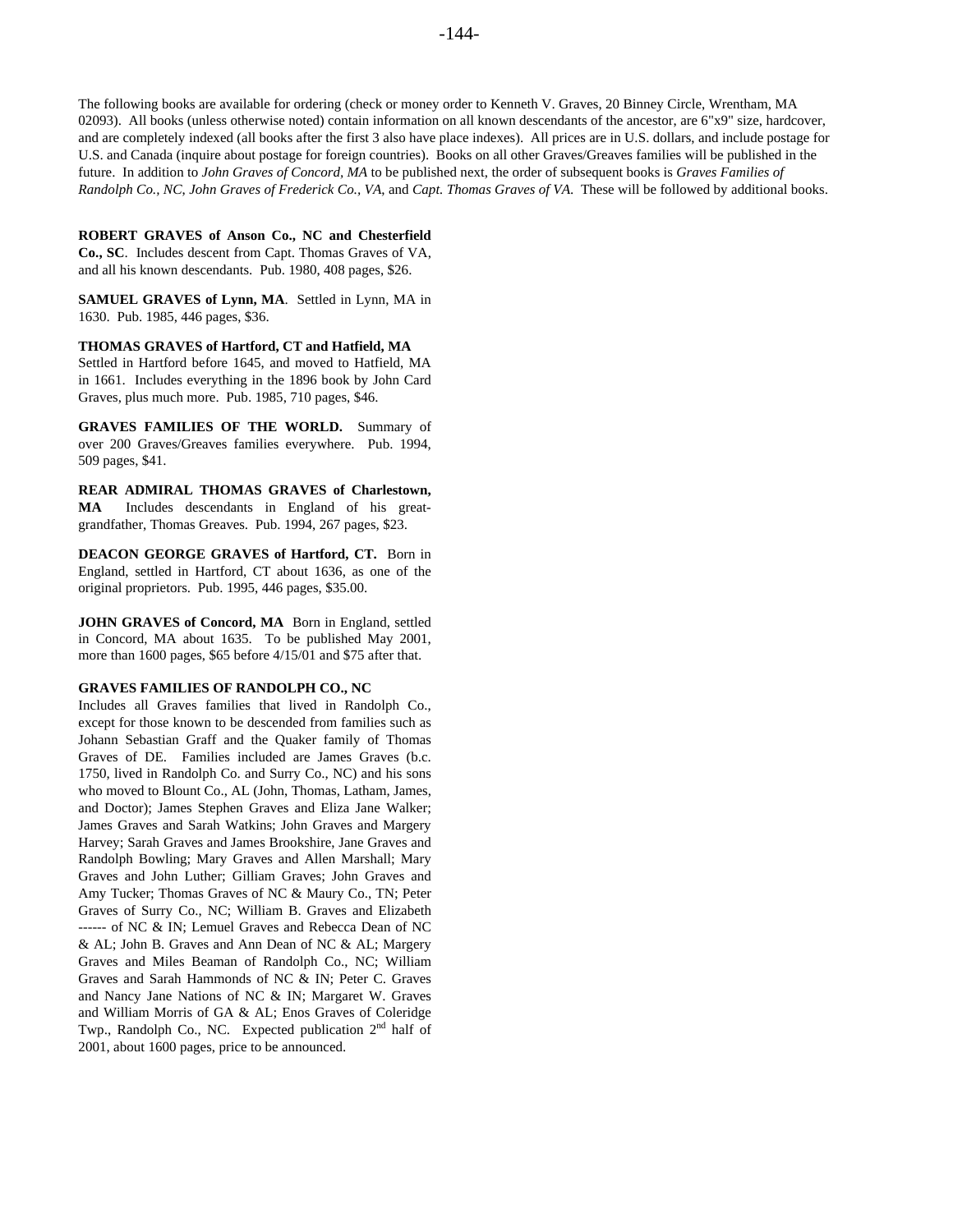The following books are available for ordering (check or money order to Kenneth V. Graves, 20 Binney Circle, Wrentham, MA 02093). All books (unless otherwise noted) contain information on all known descendants of the ancestor, are 6"x9" size, hardcover, and are completely indexed (all books after the first 3 also have place indexes). All prices are in U.S. dollars, and include postage for U.S. and Canada (inquire about postage for foreign countries). Books on all other Graves/Greaves families will be published in the future. In addition to *John Graves of Concord, MA* to be published next, the order of subsequent books is *Graves Families of Randolph Co., NC*, *John Graves of Frederick Co., VA*, and *Capt. Thomas Graves of VA*. These will be followed by additional books.

**ROBERT GRAVES of Anson Co., NC and Chesterfield Co., SC**. Includes descent from Capt. Thomas Graves of VA, and all his known descendants. Pub. 1980, 408 pages, $26.

**SAMUEL GRAVES of Lynn, MA**. Settled in Lynn, MA in 1630. Pub. 1985, 446 pages, $36.

**THOMAS GRAVES of Hartford, CT and Hatfield, MA** Settled in Hartford before 1645, and moved to Hatfield, MA in 1661. Includes everything in the 1896 book by John Card Graves, plus much more. Pub. 1985, 710 pages, $46.

**GRAVES FAMILIES OF THE WORLD.** Summary of over 200 Graves/Greaves families everywhere. Pub. 1994, 509 pages, $41.

**REAR ADMIRAL THOMAS GRAVES of Charlestown, MA** Includes descendants in England of his great-grandfather, Thomas Greaves. Pub. 1994, 267 pages, $23.

**DEACON GEORGE GRAVES of Hartford, CT.** Born in England, settled in Hartford, CT about 1636, as one of the original proprietors. Pub. 1995, 446 pages, $35.00.

**JOHN GRAVES of Concord, MA** Born in England, settled in Concord, MA about 1635. To be published May 2001, more than 1600 pages, $65 before 4/15/01 and $75 after that.

**GRAVES FAMILIES OF RANDOLPH CO., NC**
Includes all Graves families that lived in Randolph Co., except for those known to be descended from families such as Johann Sebastian Graff and the Quaker family of Thomas Graves of DE. Families included are James Graves (b.c. 1750, lived in Randolph Co. and Surry Co., NC) and his sons who moved to Blount Co., AL (John, Thomas, Latham, James, and Doctor); James Stephen Graves and Eliza Jane Walker; James Graves and Sarah Watkins; John Graves and Margery Harvey; Sarah Graves and James Brookshire, Jane Graves and Randolph Bowling; Mary Graves and Allen Marshall; Mary Graves and John Luther; Gilliam Graves; John Graves and Amy Tucker; Thomas Graves of NC & Maury Co., TN; Peter Graves of Surry Co., NC; William B. Graves and Elizabeth ------ of NC & IN; Lemuel Graves and Rebecca Dean of NC & AL; John B. Graves and Ann Dean of NC & AL; Margery Graves and Miles Beaman of Randolph Co., NC; William Graves and Sarah Hammonds of NC & IN; Peter C. Graves and Nancy Jane Nations of NC & IN; Margaret W. Graves and William Morris of GA & AL; Enos Graves of Coleridge Twp., Randolph Co., NC. Expected publication 2nd half of 2001, about 1600 pages, price to be announced.